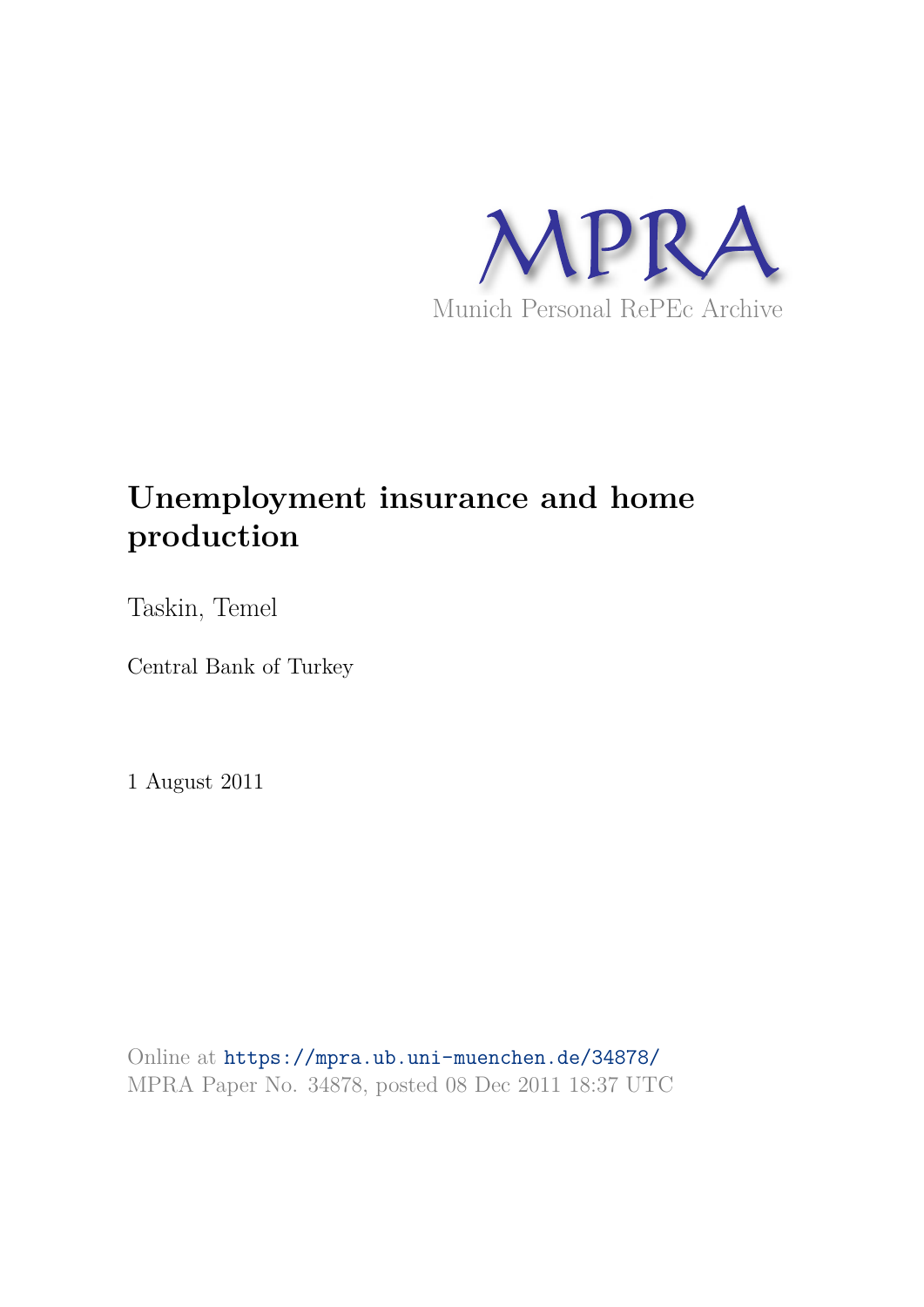MPRA

Munich Personal RePEc Archive

# Unemployment insurance and home production

Taskin, Temel

Central Bank of Turkey

1 August 2011

Online at https://mpra.ub.uni-muenchen.de/34878/
MPRA Paper No. 34878, posted 08 Dec 2011 18:37 UTC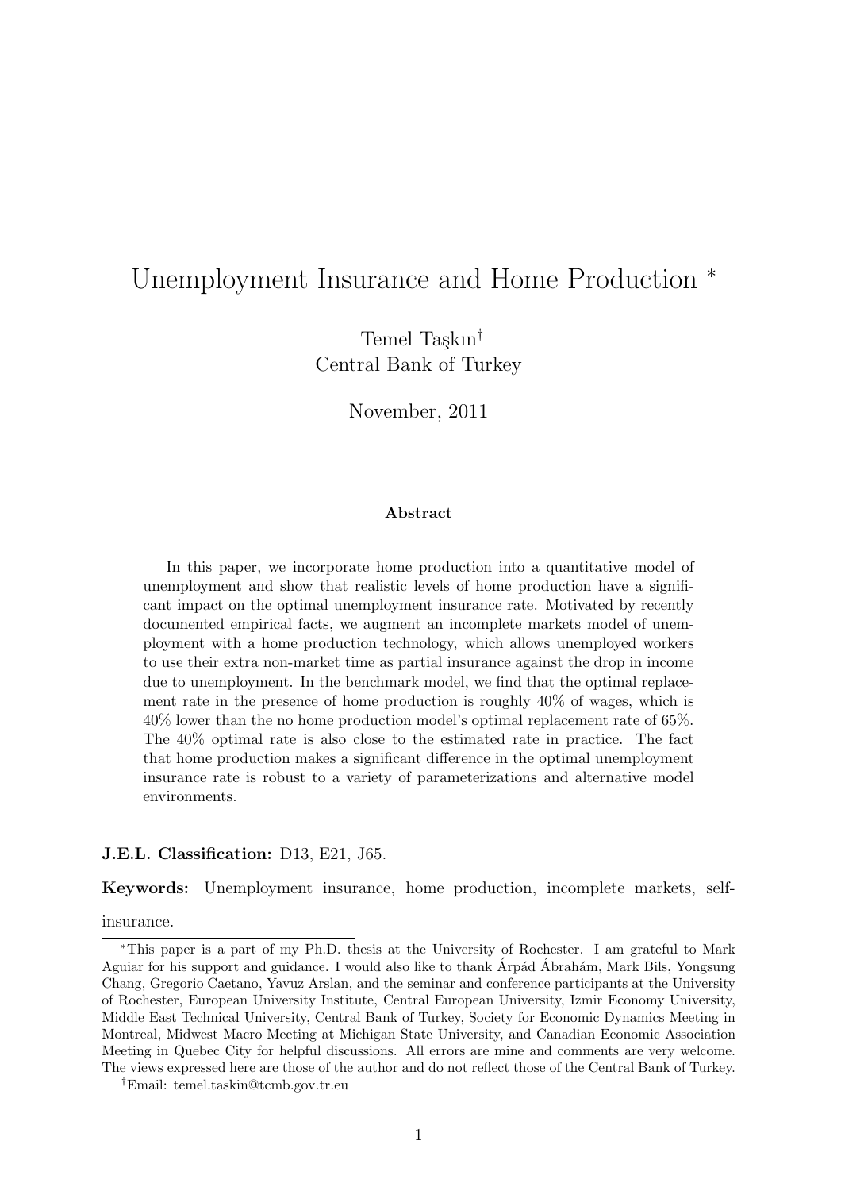# Unemployment Insurance and Home Production *

Temel Taşkın†
Central Bank of Turkey

November, 2011

**Abstract**

In this paper, we incorporate home production into a quantitative model of unemployment and show that realistic levels of home production have a significant impact on the optimal unemployment insurance rate. Motivated by recently documented empirical facts, we augment an incomplete markets model of unemployment with a home production technology, which allows unemployed workers to use their extra non-market time as partial insurance against the drop in income due to unemployment. In the benchmark model, we find that the optimal replacement rate in the presence of home production is roughly 40% of wages, which is 40% lower than the no home production model's optimal replacement rate of 65%. The 40% optimal rate is also close to the estimated rate in practice. The fact that home production makes a significant difference in the optimal unemployment insurance rate is robust to a variety of parameterizations and alternative model environments.

**J.E.L. Classification:** D13, E21, J65.

**Keywords:** Unemployment insurance, home production, incomplete markets, self-insurance.

*This paper is a part of my Ph.D. thesis at the University of Rochester. I am grateful to Mark Aguiar for his support and guidance. I would also like to thank Árpád Ábrahám, Mark Bils, Yongsung Chang, Gregorio Caetano, Yavuz Arslan, and the seminar and conference participants at the University of Rochester, European University Institute, Central European University, Izmir Economy University, Middle East Technical University, Central Bank of Turkey, Society for Economic Dynamics Meeting in Montreal, Midwest Macro Meeting at Michigan State University, and Canadian Economic Association Meeting in Quebec City for helpful discussions. All errors are mine and comments are very welcome. The views expressed here are those of the author and do not reflect those of the Central Bank of Turkey.

†Email: temel.taskin@tcmb.gov.tr.eu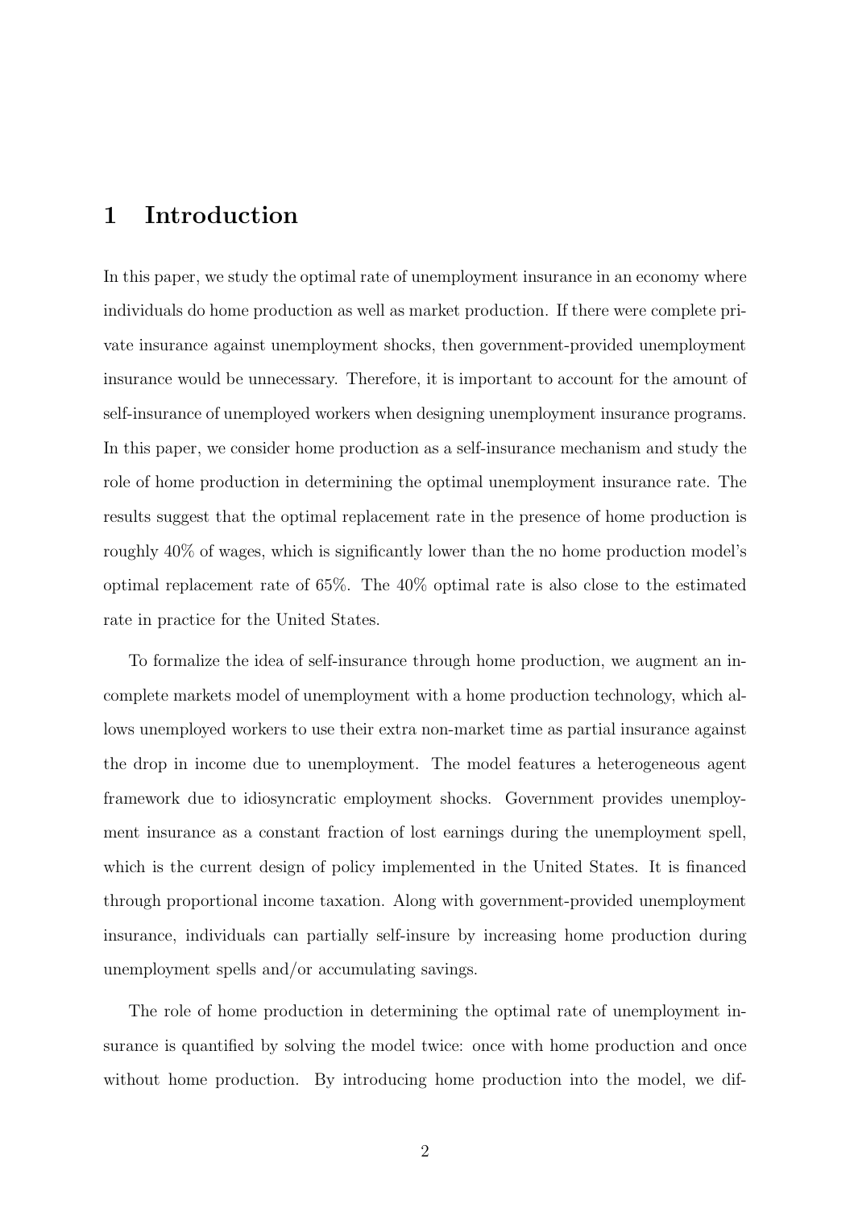# 1 Introduction

In this paper, we study the optimal rate of unemployment insurance in an economy where individuals do home production as well as market production. If there were complete private insurance against unemployment shocks, then government-provided unemployment insurance would be unnecessary. Therefore, it is important to account for the amount of self-insurance of unemployed workers when designing unemployment insurance programs. In this paper, we consider home production as a self-insurance mechanism and study the role of home production in determining the optimal unemployment insurance rate. The results suggest that the optimal replacement rate in the presence of home production is roughly 40% of wages, which is significantly lower than the no home production model's optimal replacement rate of 65%. The 40% optimal rate is also close to the estimated rate in practice for the United States.

To formalize the idea of self-insurance through home production, we augment an incomplete markets model of unemployment with a home production technology, which allows unemployed workers to use their extra non-market time as partial insurance against the drop in income due to unemployment. The model features a heterogeneous agent framework due to idiosyncratic employment shocks. Government provides unemployment insurance as a constant fraction of lost earnings during the unemployment spell, which is the current design of policy implemented in the United States. It is financed through proportional income taxation. Along with government-provided unemployment insurance, individuals can partially self-insure by increasing home production during unemployment spells and/or accumulating savings.

The role of home production in determining the optimal rate of unemployment insurance is quantified by solving the model twice: once with home production and once without home production. By introducing home production into the model, we dif-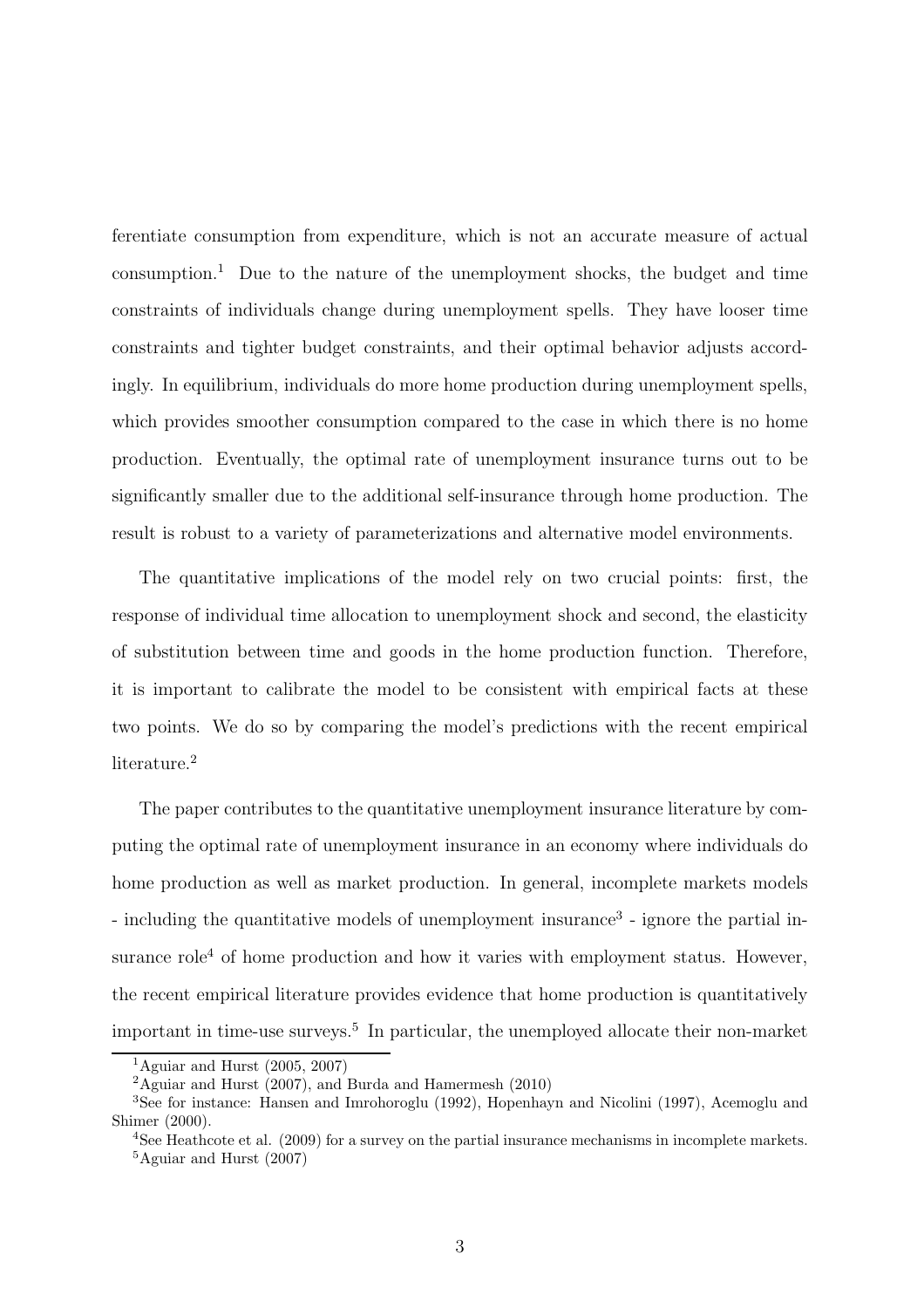ferentiate consumption from expenditure, which is not an accurate measure of actual consumption.[1] Due to the nature of the unemployment shocks, the budget and time constraints of individuals change during unemployment spells. They have looser time constraints and tighter budget constraints, and their optimal behavior adjusts accordingly. In equilibrium, individuals do more home production during unemployment spells, which provides smoother consumption compared to the case in which there is no home production. Eventually, the optimal rate of unemployment insurance turns out to be significantly smaller due to the additional self-insurance through home production. The result is robust to a variety of parameterizations and alternative model environments.

The quantitative implications of the model rely on two crucial points: first, the response of individual time allocation to unemployment shock and second, the elasticity of substitution between time and goods in the home production function. Therefore, it is important to calibrate the model to be consistent with empirical facts at these two points. We do so by comparing the model's predictions with the recent empirical literature.[2]

The paper contributes to the quantitative unemployment insurance literature by computing the optimal rate of unemployment insurance in an economy where individuals do home production as well as market production. In general, incomplete markets models - including the quantitative models of unemployment insurance[3] - ignore the partial insurance role[4] of home production and how it varies with employment status. However, the recent empirical literature provides evidence that home production is quantitatively important in time-use surveys.[5] In particular, the unemployed allocate their non-market

[1] Aguiar and Hurst (2005, 2007)

[2] Aguiar and Hurst (2007), and Burda and Hamermesh (2010)

[3] See for instance: Hansen and Imrohoroglu (1992), Hopenhayn and Nicolini (1997), Acemoglu and Shimer (2000).

[4] See Heathcote et al. (2009) for a survey on the partial insurance mechanisms in incomplete markets.

[5] Aguiar and Hurst (2007)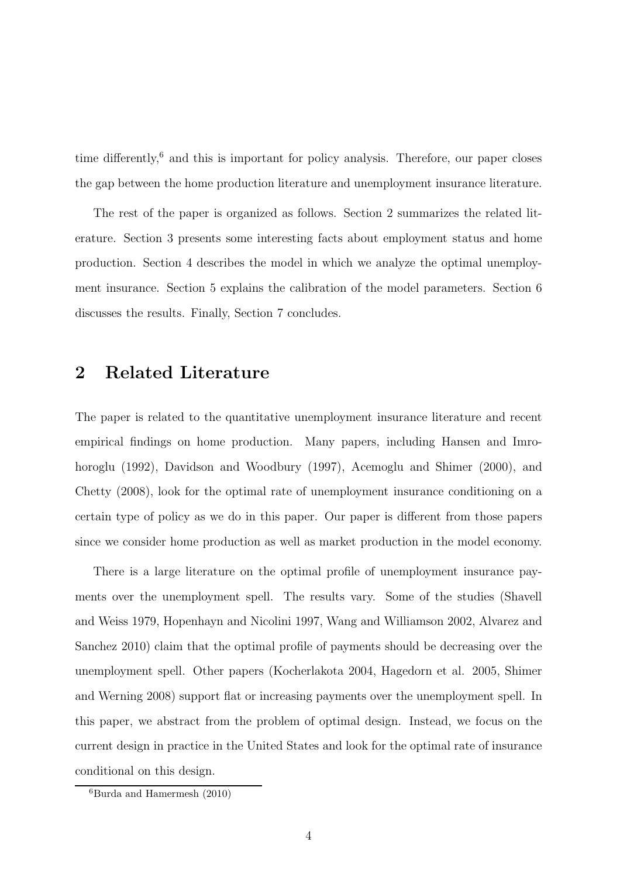time differently,[6] and this is important for policy analysis. Therefore, our paper closes the gap between the home production literature and unemployment insurance literature.

The rest of the paper is organized as follows. Section 2 summarizes the related literature. Section 3 presents some interesting facts about employment status and home production. Section 4 describes the model in which we analyze the optimal unemployment insurance. Section 5 explains the calibration of the model parameters. Section 6 discusses the results. Finally, Section 7 concludes.

## 2 Related Literature

The paper is related to the quantitative unemployment insurance literature and recent empirical findings on home production. Many papers, including Hansen and Imrohoroglu (1992), Davidson and Woodbury (1997), Acemoglu and Shimer (2000), and Chetty (2008), look for the optimal rate of unemployment insurance conditioning on a certain type of policy as we do in this paper. Our paper is different from those papers since we consider home production as well as market production in the model economy.

There is a large literature on the optimal profile of unemployment insurance payments over the unemployment spell. The results vary. Some of the studies (Shavell and Weiss 1979, Hopenhayn and Nicolini 1997, Wang and Williamson 2002, Alvarez and Sanchez 2010) claim that the optimal profile of payments should be decreasing over the unemployment spell. Other papers (Kocherlakota 2004, Hagedorn et al. 2005, Shimer and Werning 2008) support flat or increasing payments over the unemployment spell. In this paper, we abstract from the problem of optimal design. Instead, we focus on the current design in practice in the United States and look for the optimal rate of insurance conditional on this design.

[6] Burda and Hamermesh (2010)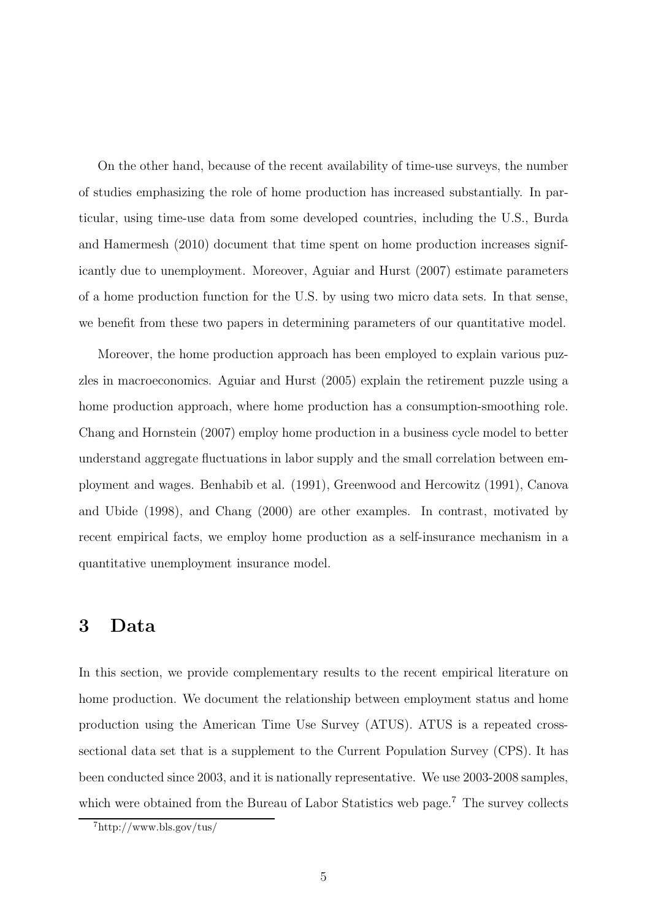On the other hand, because of the recent availability of time-use surveys, the number of studies emphasizing the role of home production has increased substantially. In particular, using time-use data from some developed countries, including the U.S., Burda and Hamermesh (2010) document that time spent on home production increases significantly due to unemployment. Moreover, Aguiar and Hurst (2007) estimate parameters of a home production function for the U.S. by using two micro data sets. In that sense, we benefit from these two papers in determining parameters of our quantitative model.

Moreover, the home production approach has been employed to explain various puzzles in macroeconomics. Aguiar and Hurst (2005) explain the retirement puzzle using a home production approach, where home production has a consumption-smoothing role. Chang and Hornstein (2007) employ home production in a business cycle model to better understand aggregate fluctuations in labor supply and the small correlation between employment and wages. Benhabib et al. (1991), Greenwood and Hercowitz (1991), Canova and Ubide (1998), and Chang (2000) are other examples. In contrast, motivated by recent empirical facts, we employ home production as a self-insurance mechanism in a quantitative unemployment insurance model.

# 3 Data

In this section, we provide complementary results to the recent empirical literature on home production. We document the relationship between employment status and home production using the American Time Use Survey (ATUS). ATUS is a repeated cross-sectional data set that is a supplement to the Current Population Survey (CPS). It has been conducted since 2003, and it is nationally representative. We use 2003-2008 samples, which were obtained from the Bureau of Labor Statistics web page.[7] The survey collects

[7] http://www.bls.gov/tus/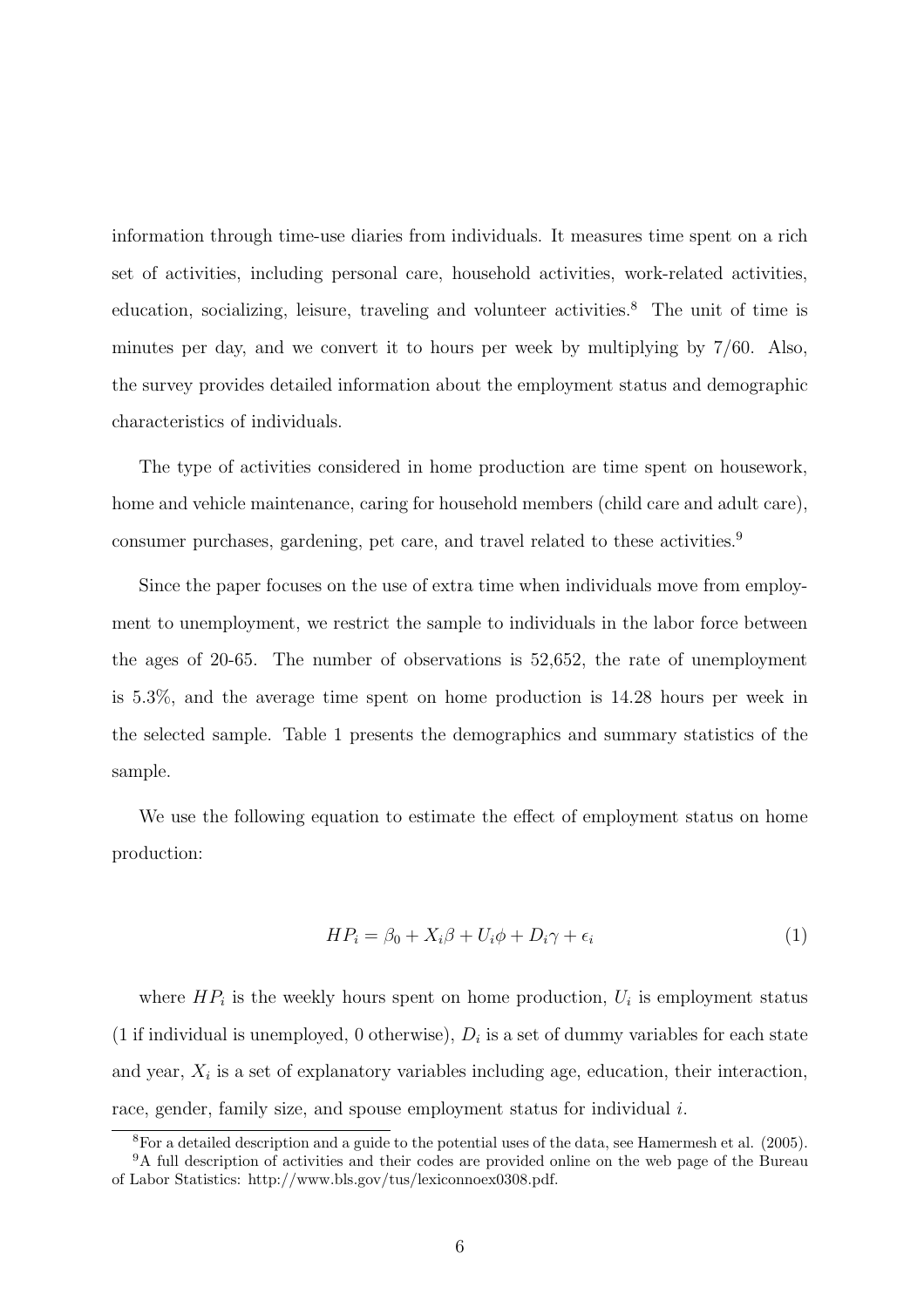information through time-use diaries from individuals. It measures time spent on a rich set of activities, including personal care, household activities, work-related activities, education, socializing, leisure, traveling and volunteer activities.[8] The unit of time is minutes per day, and we convert it to hours per week by multiplying by 7/60. Also, the survey provides detailed information about the employment status and demographic characteristics of individuals.

The type of activities considered in home production are time spent on housework, home and vehicle maintenance, caring for household members (child care and adult care), consumer purchases, gardening, pet care, and travel related to these activities.[9]

Since the paper focuses on the use of extra time when individuals move from employment to unemployment, we restrict the sample to individuals in the labor force between the ages of 20-65. The number of observations is 52,652, the rate of unemployment is 5.3%, and the average time spent on home production is 14.28 hours per week in the selected sample. Table 1 presents the demographics and summary statistics of the sample.

We use the following equation to estimate the effect of employment status on home production:

$$HP_i = \beta_0 + X_i\beta + U_i\phi + D_i\gamma + \epsilon_i \tag{1}$$

where $HP_i$ is the weekly hours spent on home production, $U_i$ is employment status (1 if individual is unemployed, 0 otherwise), $D_i$ is a set of dummy variables for each state and year, $X_i$ is a set of explanatory variables including age, education, their interaction, race, gender, family size, and spouse employment status for individual $i$.

[8]For a detailed description and a guide to the potential uses of the data, see Hamermesh et al. (2005).

[9]A full description of activities and their codes are provided online on the web page of the Bureau of Labor Statistics: http://www.bls.gov/tus/lexiconnoex0308.pdf.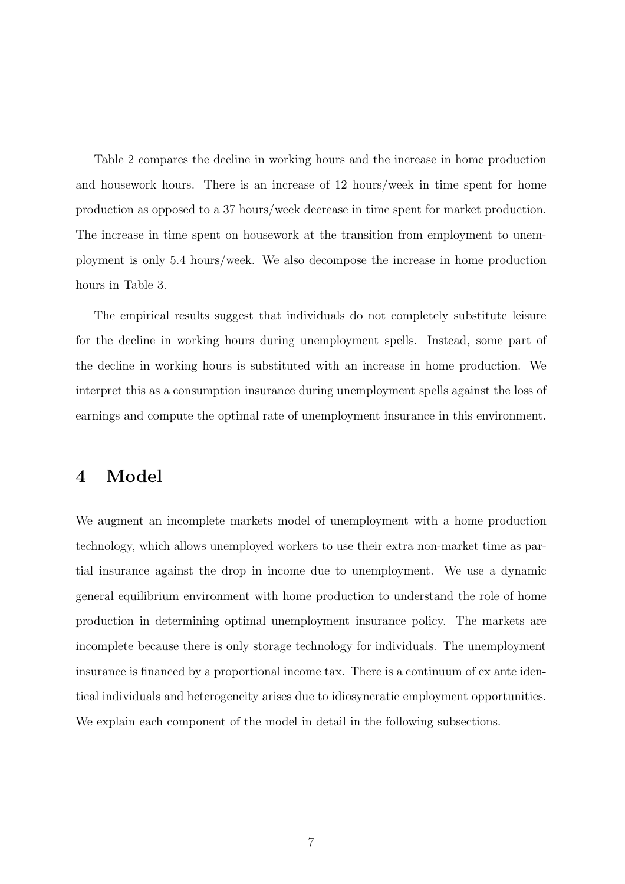Table 2 compares the decline in working hours and the increase in home production and housework hours. There is an increase of 12 hours/week in time spent for home production as opposed to a 37 hours/week decrease in time spent for market production. The increase in time spent on housework at the transition from employment to unemployment is only 5.4 hours/week. We also decompose the increase in home production hours in Table 3.

The empirical results suggest that individuals do not completely substitute leisure for the decline in working hours during unemployment spells. Instead, some part of the decline in working hours is substituted with an increase in home production. We interpret this as a consumption insurance during unemployment spells against the loss of earnings and compute the optimal rate of unemployment insurance in this environment.

# 4 Model

We augment an incomplete markets model of unemployment with a home production technology, which allows unemployed workers to use their extra non-market time as partial insurance against the drop in income due to unemployment. We use a dynamic general equilibrium environment with home production to understand the role of home production in determining optimal unemployment insurance policy. The markets are incomplete because there is only storage technology for individuals. The unemployment insurance is financed by a proportional income tax. There is a continuum of ex ante identical individuals and heterogeneity arises due to idiosyncratic employment opportunities. We explain each component of the model in detail in the following subsections.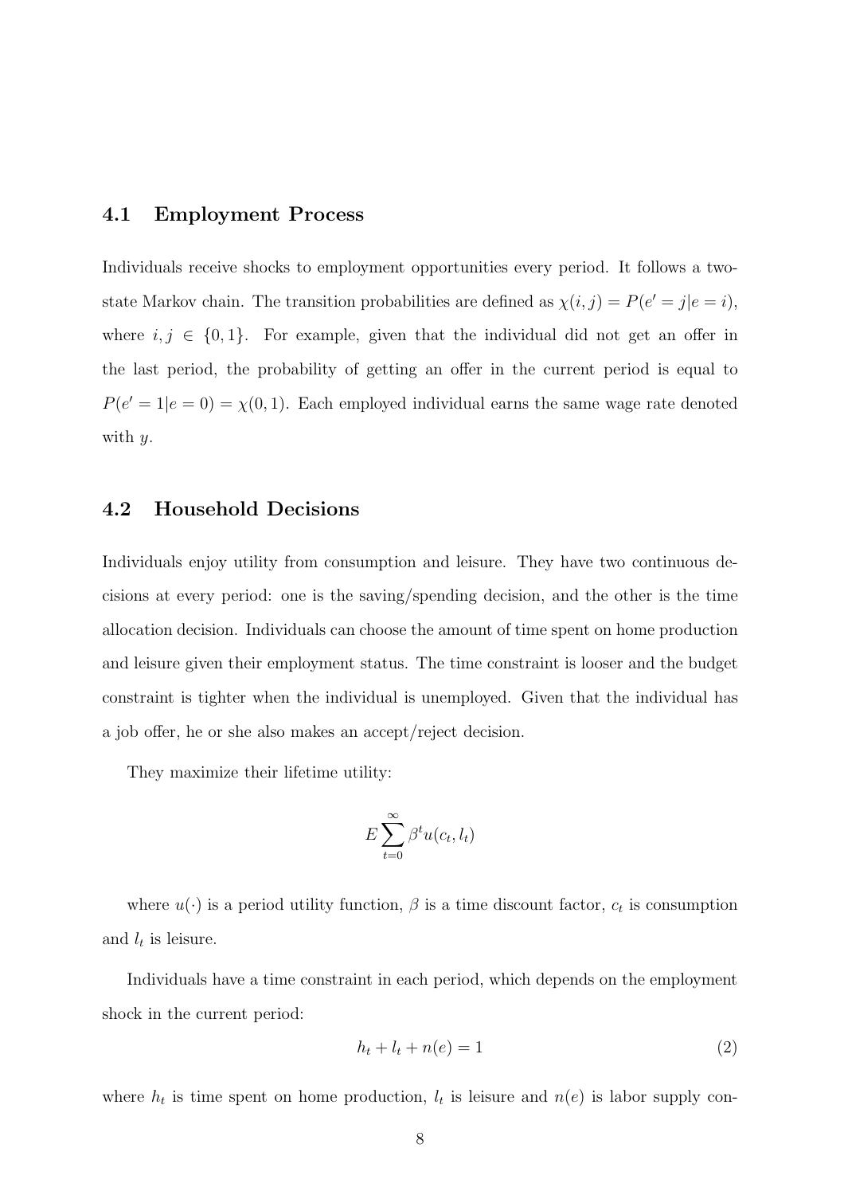### 4.1 Employment Process

Individuals receive shocks to employment opportunities every period. It follows a two-state Markov chain. The transition probabilities are defined as $\chi(i,j) = P(e' = j|e = i)$, where $i, j \in \{0, 1\}$. For example, given that the individual did not get an offer in the last period, the probability of getting an offer in the current period is equal to $P(e' = 1|e = 0) = \chi(0, 1)$. Each employed individual earns the same wage rate denoted with $y$.

### 4.2 Household Decisions

Individuals enjoy utility from consumption and leisure. They have two continuous decisions at every period: one is the saving/spending decision, and the other is the time allocation decision. Individuals can choose the amount of time spent on home production and leisure given their employment status. The time constraint is looser and the budget constraint is tighter when the individual is unemployed. Given that the individual has a job offer, he or she also makes an accept/reject decision.

They maximize their lifetime utility:

$$E \sum_{t=0}^{\infty} \beta^t u(c_t, l_t)$$

where $u(\cdot)$ is a period utility function, $\beta$ is a time discount factor, $c_t$ is consumption and $l_t$ is leisure.

Individuals have a time constraint in each period, which depends on the employment shock in the current period:

$$h_t + l_t + n(e) = 1 \tag{2}$$

where $h_t$ is time spent on home production, $l_t$ is leisure and $n(e)$ is labor supply con-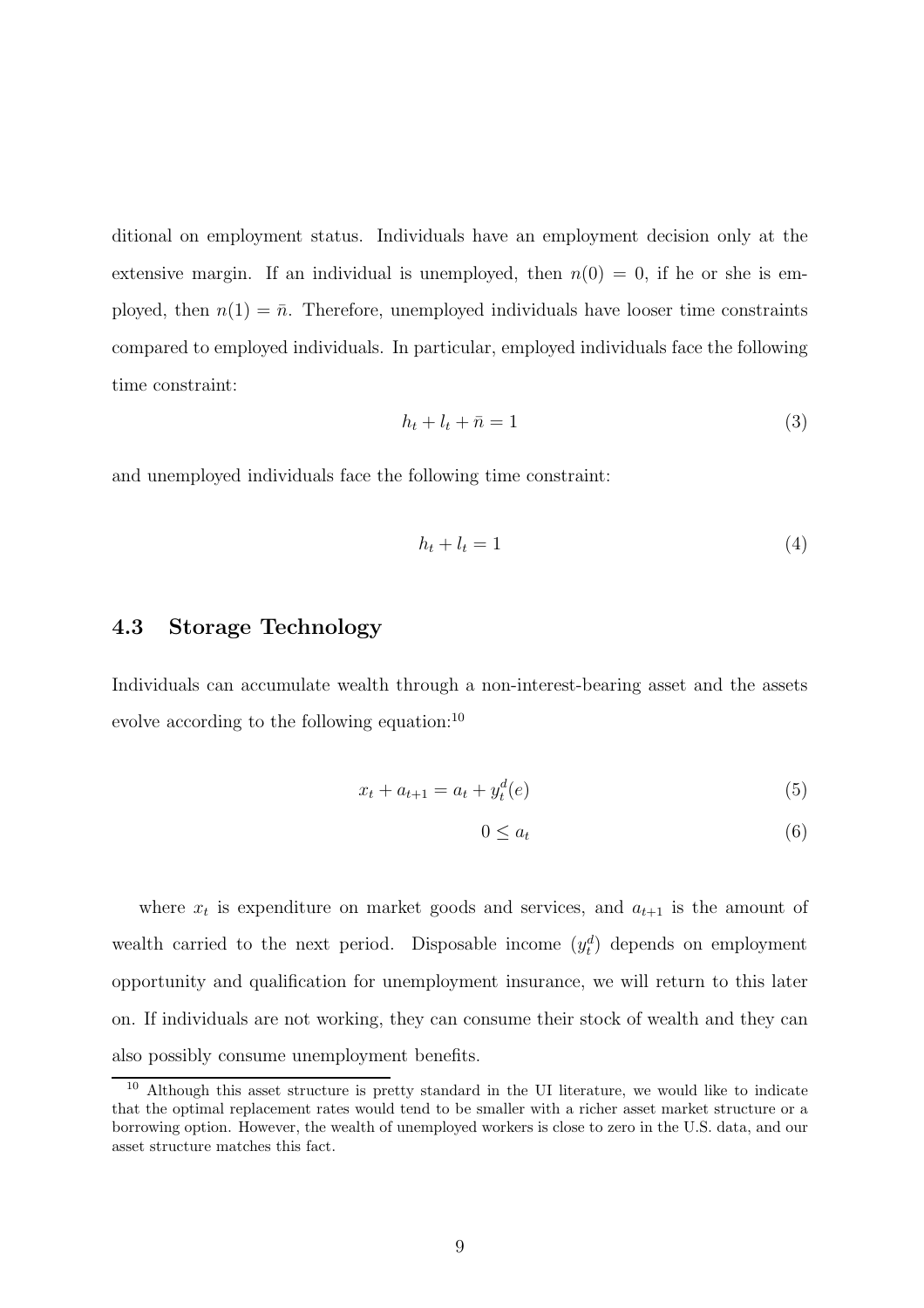ditional on employment status. Individuals have an employment decision only at the extensive margin. If an individual is unemployed, then $n(0) = 0$, if he or she is employed, then $n(1) = \bar{n}$. Therefore, unemployed individuals have looser time constraints compared to employed individuals. In particular, employed individuals face the following time constraint:

$$h_t + l_t + \bar{n} = 1 \tag{3}$$

and unemployed individuals face the following time constraint:

$$h_t + l_t = 1 \tag{4}$$

## 4.3 Storage Technology

Individuals can accumulate wealth through a non-interest-bearing asset and the assets evolve according to the following equation:[10]

$$x_t + a_{t+1} = a_t + y_t^d(e) \tag{5}$$

$$0 \leq a_t \tag{6}$$

where $x_t$ is expenditure on market goods and services, and $a_{t+1}$ is the amount of wealth carried to the next period. Disposable income ($y_t^d$) depends on employment opportunity and qualification for unemployment insurance, we will return to this later on. If individuals are not working, they can consume their stock of wealth and they can also possibly consume unemployment benefits.

[10] Although this asset structure is pretty standard in the UI literature, we would like to indicate that the optimal replacement rates would tend to be smaller with a richer asset market structure or a borrowing option. However, the wealth of unemployed workers is close to zero in the U.S. data, and our asset structure matches this fact.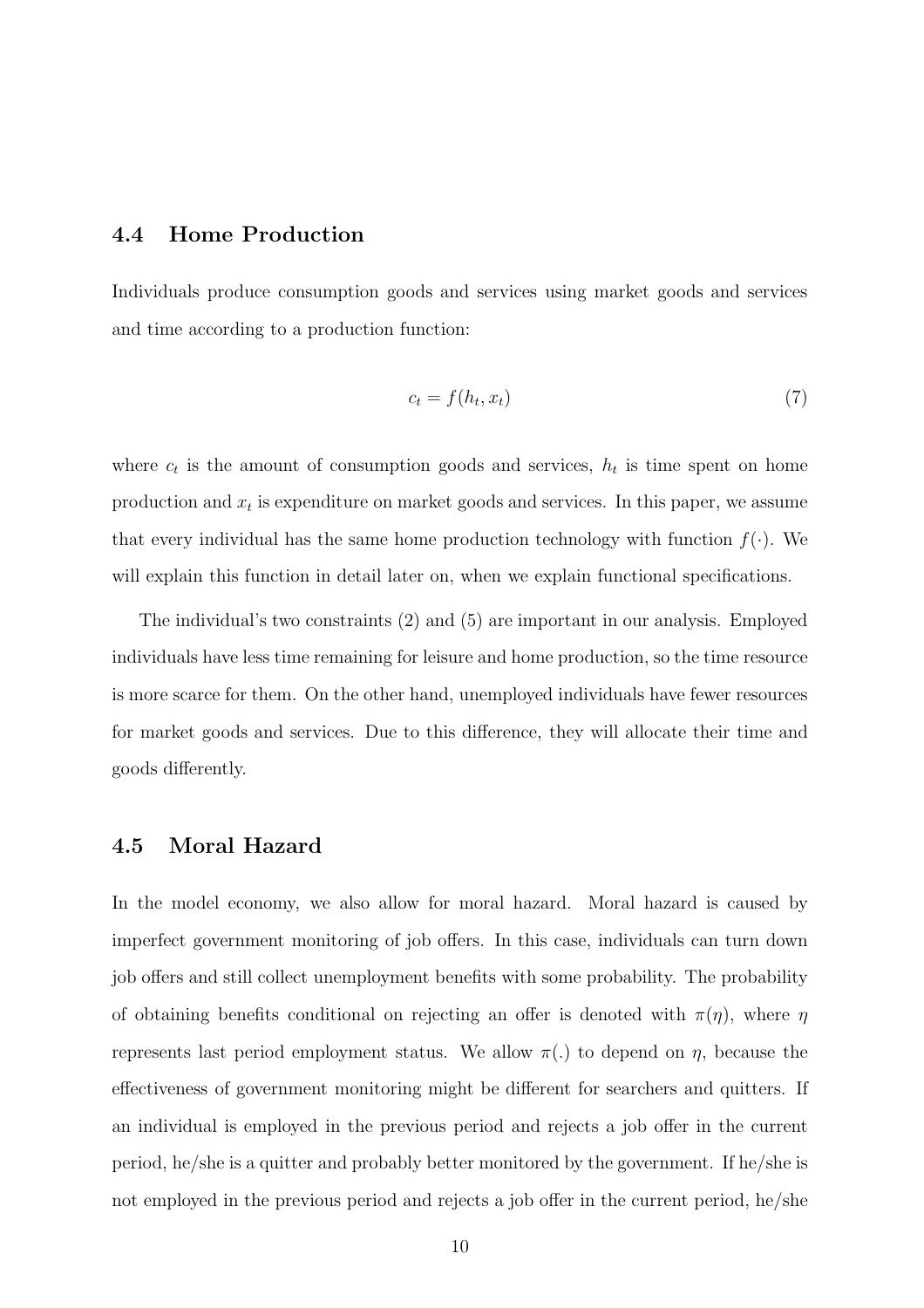### 4.4 Home Production

Individuals produce consumption goods and services using market goods and services and time according to a production function:

$$c_t = f(h_t, x_t) \tag{7}$$

where $c_t$ is the amount of consumption goods and services, $h_t$ is time spent on home production and $x_t$ is expenditure on market goods and services. In this paper, we assume that every individual has the same home production technology with function $f(\cdot)$. We will explain this function in detail later on, when we explain functional specifications.

The individual's two constraints (2) and (5) are important in our analysis. Employed individuals have less time remaining for leisure and home production, so the time resource is more scarce for them. On the other hand, unemployed individuals have fewer resources for market goods and services. Due to this difference, they will allocate their time and goods differently.

### 4.5 Moral Hazard

In the model economy, we also allow for moral hazard. Moral hazard is caused by imperfect government monitoring of job offers. In this case, individuals can turn down job offers and still collect unemployment benefits with some probability. The probability of obtaining benefits conditional on rejecting an offer is denoted with $\pi(\eta)$, where $\eta$ represents last period employment status. We allow $\pi(.)$ to depend on $\eta$, because the effectiveness of government monitoring might be different for searchers and quitters. If an individual is employed in the previous period and rejects a job offer in the current period, he/she is a quitter and probably better monitored by the government. If he/she is not employed in the previous period and rejects a job offer in the current period, he/she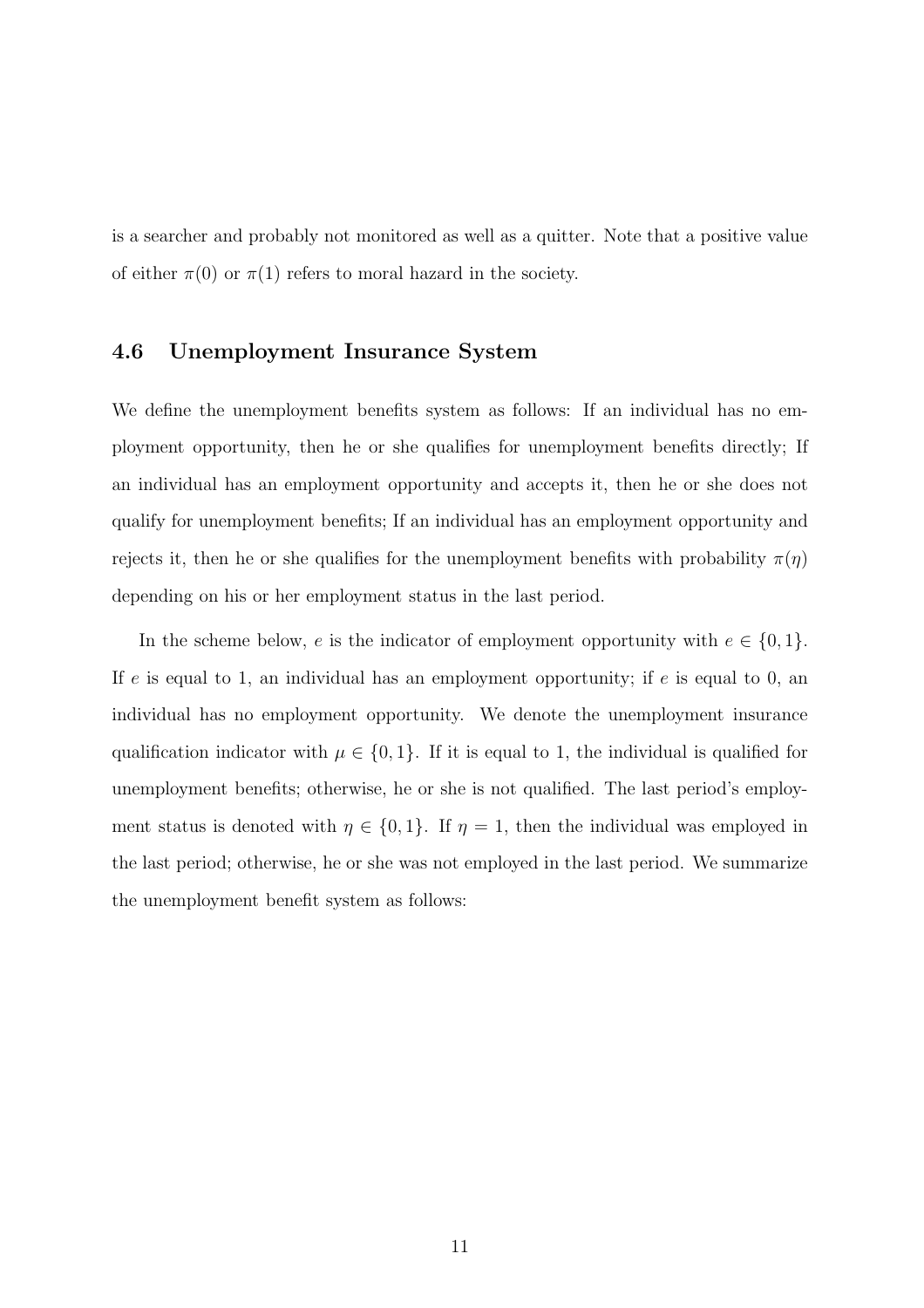is a searcher and probably not monitored as well as a quitter. Note that a positive value of either $\pi(0)$ or $\pi(1)$ refers to moral hazard in the society.

### 4.6 Unemployment Insurance System

We define the unemployment benefits system as follows: If an individual has no employment opportunity, then he or she qualifies for unemployment benefits directly; If an individual has an employment opportunity and accepts it, then he or she does not qualify for unemployment benefits; If an individual has an employment opportunity and rejects it, then he or she qualifies for the unemployment benefits with probability $\pi(\eta)$ depending on his or her employment status in the last period.

In the scheme below, $e$ is the indicator of employment opportunity with $e \in \{0, 1\}$. If $e$ is equal to 1, an individual has an employment opportunity; if $e$ is equal to 0, an individual has no employment opportunity. We denote the unemployment insurance qualification indicator with $\mu \in \{0, 1\}$. If it is equal to 1, the individual is qualified for unemployment benefits; otherwise, he or she is not qualified. The last period's employment status is denoted with $\eta \in \{0, 1\}$. If $\eta = 1$, then the individual was employed in the last period; otherwise, he or she was not employed in the last period. We summarize the unemployment benefit system as follows: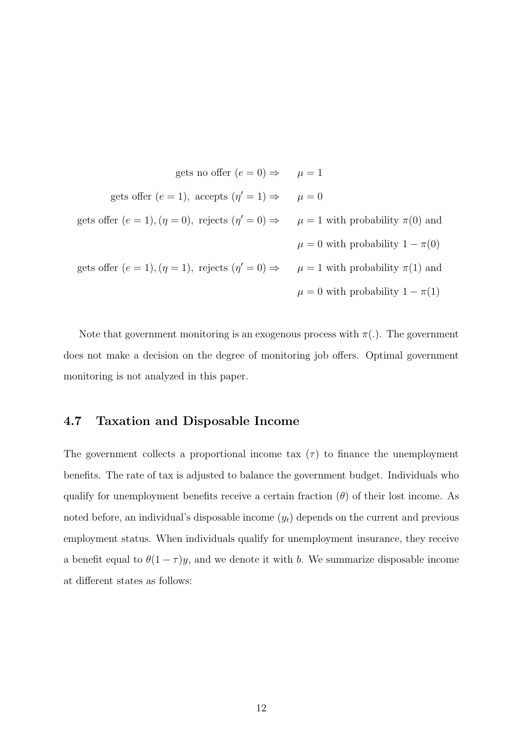$$
\begin{aligned}
\text{gets no offer } (e=0) \Rightarrow \quad & \mu = 1 \\
\text{gets offer } (e=1),\ \text{accepts } (\eta'=1) \Rightarrow \quad & \mu = 0 \\
\text{gets offer } (e=1), (\eta=0),\ \text{rejects } (\eta'=0) \Rightarrow \quad & \mu = 1 \text{ with probability } \pi(0) \text{ and} \\
& \mu = 0 \text{ with probability } 1-\pi(0) \\
\text{gets offer } (e=1), (\eta=1),\ \text{rejects } (\eta'=0) \Rightarrow \quad & \mu = 1 \text{ with probability } \pi(1) \text{ and} \\
& \mu = 0 \text{ with probability } 1-\pi(1)
\end{aligned}
$$

Note that government monitoring is an exogenous process with $\pi(.)$. The government does not make a decision on the degree of monitoring job offers. Optimal government monitoring is not analyzed in this paper.

### 4.7 Taxation and Disposable Income

The government collects a proportional income tax ($\tau$) to finance the unemployment benefits. The rate of tax is adjusted to balance the government budget. Individuals who qualify for unemployment benefits receive a certain fraction ($\theta$) of their lost income. As noted before, an individual's disposable income ($y_t$) depends on the current and previous employment status. When individuals qualify for unemployment insurance, they receive a benefit equal to $\theta(1-\tau)y$, and we denote it with $b$. We summarize disposable income at different states as follows: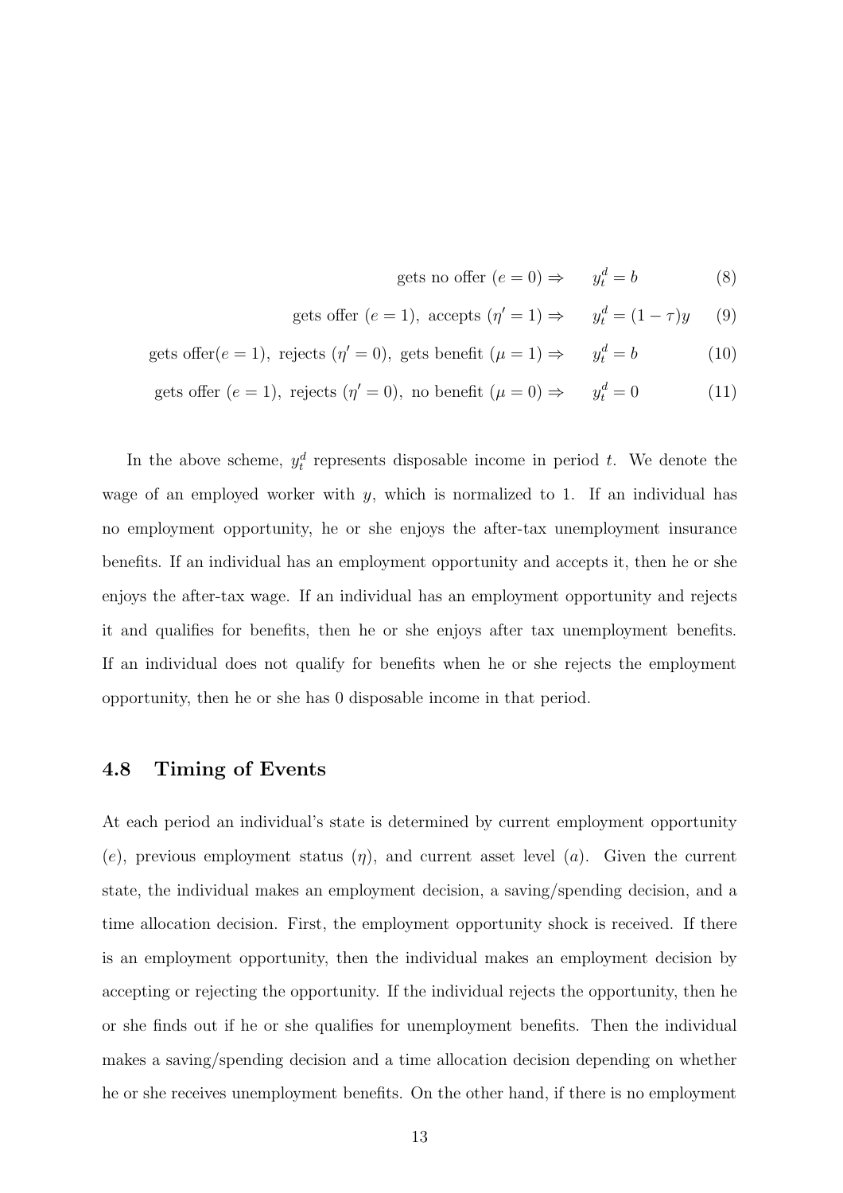$$\text{gets no offer } (e=0) \Rightarrow \quad y_t^d = b \tag{8}$$

$$\text{gets offer } (e=1),\ \text{accepts } (\eta'=1) \Rightarrow \quad y_t^d = (1-\tau)y \tag{9}$$

$$\text{gets offer} (e=1),\ \text{rejects } (\eta'=0),\ \text{gets benefit } (\mu=1) \Rightarrow \quad y_t^d = b \tag{10}$$

$$\text{gets offer } (e=1),\ \text{rejects } (\eta'=0),\ \text{no benefit } (\mu=0) \Rightarrow \quad y_t^d = 0 \tag{11}$$

In the above scheme, $y_t^d$ represents disposable income in period $t$. We denote the wage of an employed worker with $y$, which is normalized to 1. If an individual has no employment opportunity, he or she enjoys the after-tax unemployment insurance benefits. If an individual has an employment opportunity and accepts it, then he or she enjoys the after-tax wage. If an individual has an employment opportunity and rejects it and qualifies for benefits, then he or she enjoys after tax unemployment benefits. If an individual does not qualify for benefits when he or she rejects the employment opportunity, then he or she has 0 disposable income in that period.

### 4.8 Timing of Events

At each period an individual's state is determined by current employment opportunity ($e$), previous employment status ($\eta$), and current asset level ($a$). Given the current state, the individual makes an employment decision, a saving/spending decision, and a time allocation decision. First, the employment opportunity shock is received. If there is an employment opportunity, then the individual makes an employment decision by accepting or rejecting the opportunity. If the individual rejects the opportunity, then he or she finds out if he or she qualifies for unemployment benefits. Then the individual makes a saving/spending decision and a time allocation decision depending on whether he or she receives unemployment benefits. On the other hand, if there is no employment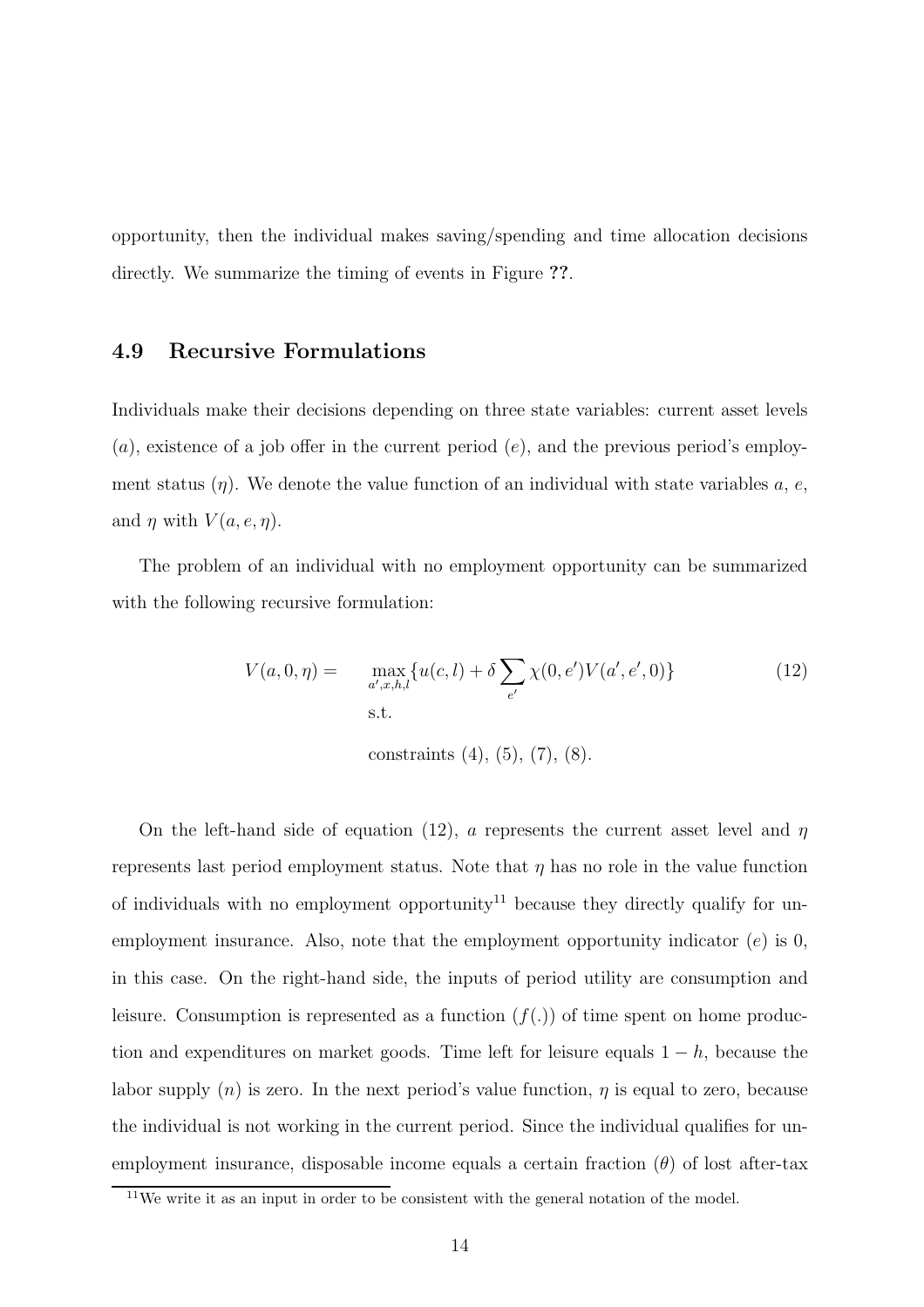opportunity, then the individual makes saving/spending and time allocation decisions directly. We summarize the timing of events in Figure ??.

### 4.9 Recursive Formulations

Individuals make their decisions depending on three state variables: current asset levels ($a$), existence of a job offer in the current period ($e$), and the previous period's employment status ($\eta$). We denote the value function of an individual with state variables $a$, $e$, and $\eta$ with $V(a, e, \eta)$.

The problem of an individual with no employment opportunity can be summarized with the following recursive formulation:

$$
\begin{aligned}
V(a, 0, \eta) = \quad & \max_{a', x, h, l} \{u(c, l) + \delta \sum_{e'} \chi(0, e') V(a', e', 0)\} \\
& \text{s.t.} \\
& \text{constraints (4), (5), (7), (8).}
\end{aligned}
\tag{12}
$$

On the left-hand side of equation (12), $a$ represents the current asset level and $\eta$ represents last period employment status. Note that $\eta$ has no role in the value function of individuals with no employment opportunity[11] because they directly qualify for unemployment insurance. Also, note that the employment opportunity indicator ($e$) is 0, in this case. On the right-hand side, the inputs of period utility are consumption and leisure. Consumption is represented as a function ($f(.)$) of time spent on home production and expenditures on market goods. Time left for leisure equals $1 - h$, because the labor supply ($n$) is zero. In the next period's value function, $\eta$ is equal to zero, because the individual is not working in the current period. Since the individual qualifies for unemployment insurance, disposable income equals a certain fraction ($\theta$) of lost after-tax

[11] We write it as an input in order to be consistent with the general notation of the model.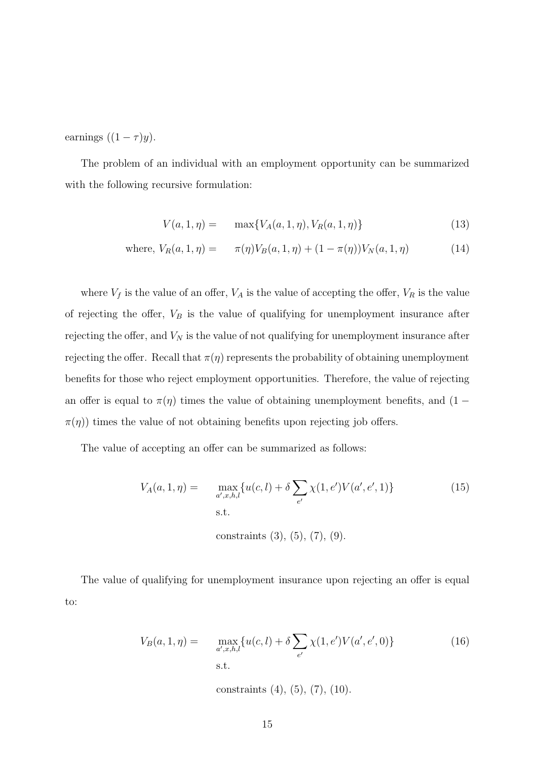earnings ($(1-\tau)y$).

The problem of an individual with an employment opportunity can be summarized with the following recursive formulation:

$$V(a,1,\eta) = \quad \max\{V_A(a,1,\eta), V_R(a,1,\eta)\} \tag{13}$$

$$\text{where, } V_R(a,1,\eta) = \quad \pi(\eta)V_B(a,1,\eta) + (1-\pi(\eta))V_N(a,1,\eta) \tag{14}$$

where $V_f$ is the value of an offer, $V_A$ is the value of accepting the offer, $V_R$ is the value of rejecting the offer, $V_B$ is the value of qualifying for unemployment insurance after rejecting the offer, and $V_N$ is the value of not qualifying for unemployment insurance after rejecting the offer. Recall that $\pi(\eta)$ represents the probability of obtaining unemployment benefits for those who reject employment opportunities. Therefore, the value of rejecting an offer is equal to $\pi(\eta)$ times the value of obtaining unemployment benefits, and $(1-\pi(\eta))$ times the value of not obtaining benefits upon rejecting job offers.

The value of accepting an offer can be summarized as follows:

$$V_A(a,1,\eta) = \quad \max_{a',x,h,l}\{u(c,l) + \delta \sum_{e'} \chi(1,e')V(a',e',1)\} \tag{15}$$

$$\text{s.t.}$$

$$\text{constraints (3), (5), (7), (9).}$$

The value of qualifying for unemployment insurance upon rejecting an offer is equal to:

$$V_B(a,1,\eta) = \quad \max_{a',x,h,l}\{u(c,l) + \delta \sum_{e'} \chi(1,e')V(a',e',0)\} \tag{16}$$

$$\text{s.t.}$$

$$\text{constraints (4), (5), (7), (10).}$$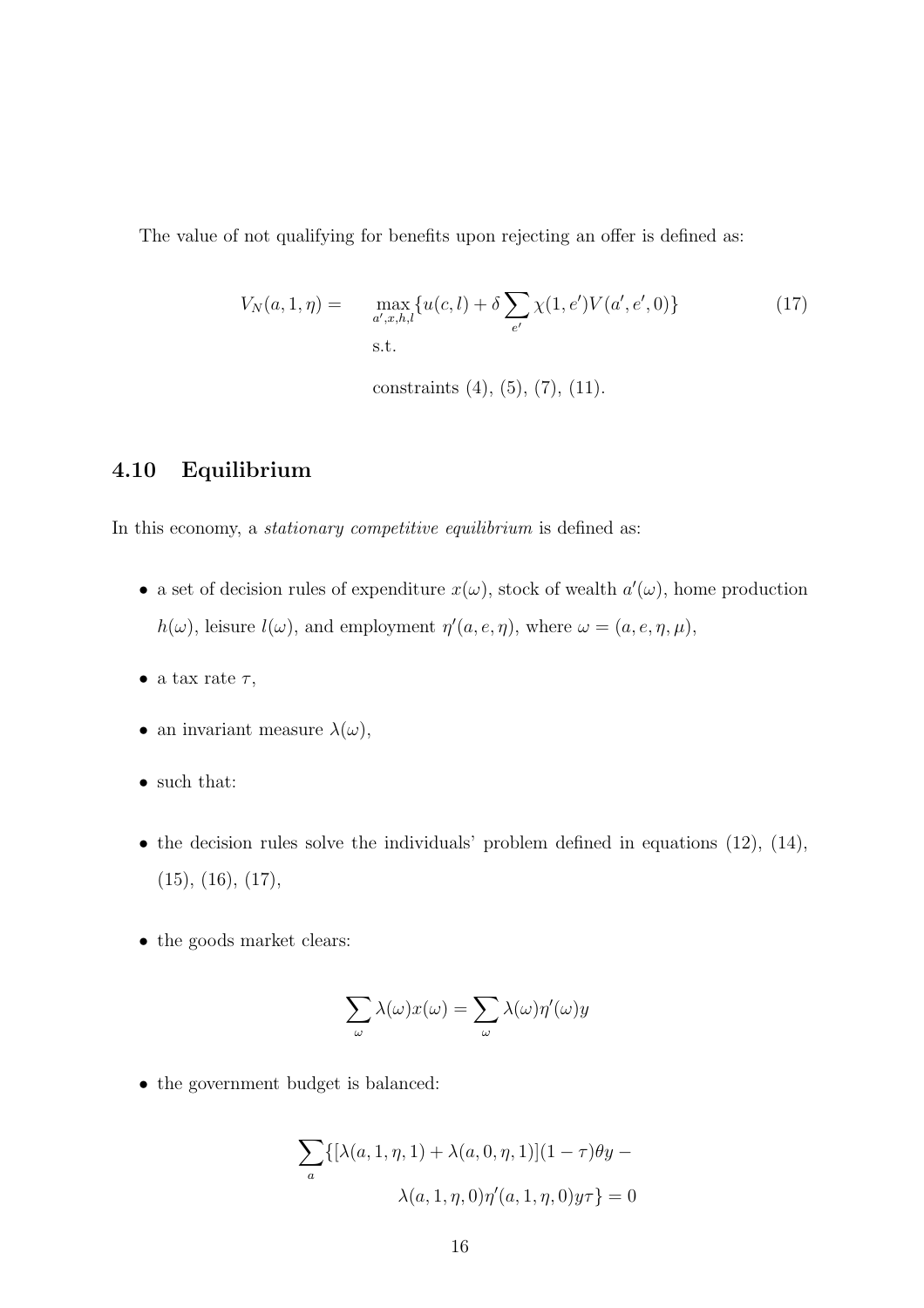The value of not qualifying for benefits upon rejecting an offer is defined as:

$$
\begin{aligned}
V_N(a, 1, \eta) = \quad & \max_{a', x, h, l} \{u(c, l) + \delta \sum_{e'} \chi(1, e') V(a', e', 0)\} \\
& \text{s.t.} \\
& \text{constraints (4), (5), (7), (11).}
\end{aligned} \tag{17}
$$

### 4.10 Equilibrium

In this economy, a *stationary competitive equilibrium* is defined as:

- a set of decision rules of expenditure $x(\omega)$, stock of wealth $a'(\omega)$, home production $h(\omega)$, leisure $l(\omega)$, and employment $\eta'(a, e, \eta)$, where $\omega = (a, e, \eta, \mu)$,
- a tax rate $\tau$,
- an invariant measure $\lambda(\omega)$,
- such that:
- the decision rules solve the individuals' problem defined in equations (12), (14), (15), (16), (17),
- the goods market clears:

$$
\sum_{\omega} \lambda(\omega) x(\omega) = \sum_{\omega} \lambda(\omega) \eta'(\omega) y
$$

- the government budget is balanced:

$$
\begin{aligned}
\sum_{a} \{ [\lambda(a, 1, \eta, 1) + \lambda(a, 0, \eta, 1)](1 - \tau)\theta y - \\
\lambda(a, 1, \eta, 0)\eta'(a, 1, \eta, 0) y \tau \} = 0
\end{aligned}
$$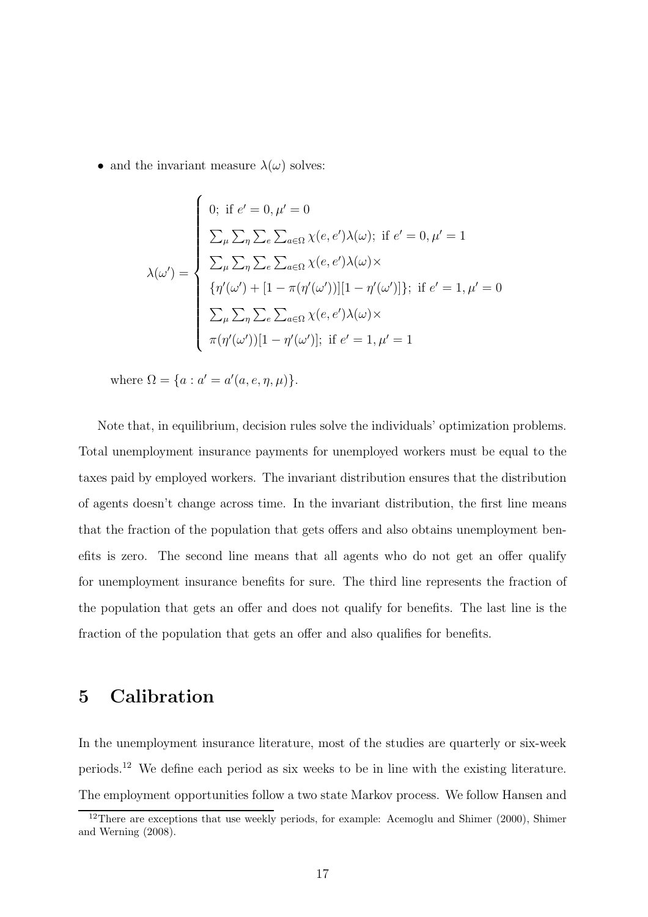- and the invariant measure $\lambda(\omega)$ solves:

$$
\lambda(\omega') = \begin{cases} 0;\ \text{if } e' = 0, \mu' = 0 \\ \sum_{\mu} \sum_{\eta} \sum_{e} \sum_{a \in \Omega} \chi(e, e') \lambda(\omega);\ \text{if } e' = 0, \mu' = 1 \\ \sum_{\mu} \sum_{\eta} \sum_{e} \sum_{a \in \Omega} \chi(e, e') \lambda(\omega) \times \\ \{\eta'(\omega') + [1 - \pi(\eta'(\omega'))][1 - \eta'(\omega')]\};\ \text{if } e' = 1, \mu' = 0 \\ \sum_{\mu} \sum_{\eta} \sum_{e} \sum_{a \in \Omega} \chi(e, e') \lambda(\omega) \times \\ \pi(\eta'(\omega'))[1 - \eta'(\omega')];\ \text{if } e' = 1, \mu' = 1 \end{cases}
$$

where $\Omega = \{a : a' = a'(a, e, \eta, \mu)\}$.

Note that, in equilibrium, decision rules solve the individuals' optimization problems. Total unemployment insurance payments for unemployed workers must be equal to the taxes paid by employed workers. The invariant distribution ensures that the distribution of agents doesn't change across time. In the invariant distribution, the first line means that the fraction of the population that gets offers and also obtains unemployment benefits is zero. The second line means that all agents who do not get an offer qualify for unemployment insurance benefits for sure. The third line represents the fraction of the population that gets an offer and does not qualify for benefits. The last line is the fraction of the population that gets an offer and also qualifies for benefits.

# 5 Calibration

In the unemployment insurance literature, most of the studies are quarterly or six-week periods.[12] We define each period as six weeks to be in line with the existing literature. The employment opportunities follow a two state Markov process. We follow Hansen and

[12] There are exceptions that use weekly periods, for example: Acemoglu and Shimer (2000), Shimer and Werning (2008).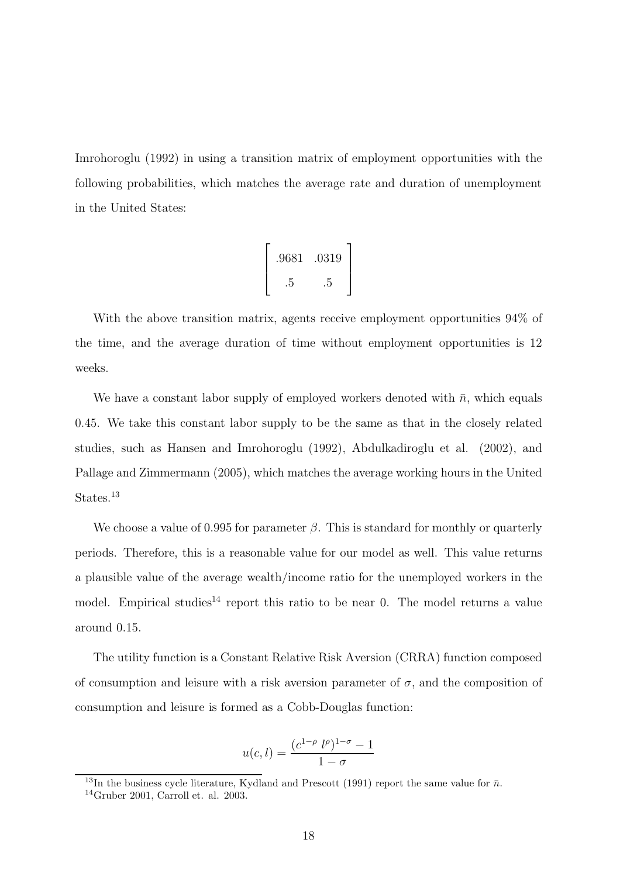Imrohoroglu (1992) in using a transition matrix of employment opportunities with the following probabilities, which matches the average rate and duration of unemployment in the United States:

$$\begin{bmatrix} .9681 & .0319 \\ .5 & .5 \end{bmatrix}$$

With the above transition matrix, agents receive employment opportunities 94% of the time, and the average duration of time without employment opportunities is 12 weeks.

We have a constant labor supply of employed workers denoted with $\bar{n}$, which equals 0.45. We take this constant labor supply to be the same as that in the closely related studies, such as Hansen and Imrohoroglu (1992), Abdulkadiroglu et al. (2002), and Pallage and Zimmermann (2005), which matches the average working hours in the United States.[13]

We choose a value of 0.995 for parameter $\beta$. This is standard for monthly or quarterly periods. Therefore, this is a reasonable value for our model as well. This value returns a plausible value of the average wealth/income ratio for the unemployed workers in the model. Empirical studies[14] report this ratio to be near 0. The model returns a value around 0.15.

The utility function is a Constant Relative Risk Aversion (CRRA) function composed of consumption and leisure with a risk aversion parameter of $\sigma$, and the composition of consumption and leisure is formed as a Cobb-Douglas function:

$$u(c, l) = \frac{(c^{1-\rho}\ l^{\rho})^{1-\sigma} - 1}{1 - \sigma}$$

[13]In the business cycle literature, Kydland and Prescott (1991) report the same value for $\bar{n}$.

[14]Gruber 2001, Carroll et. al. 2003.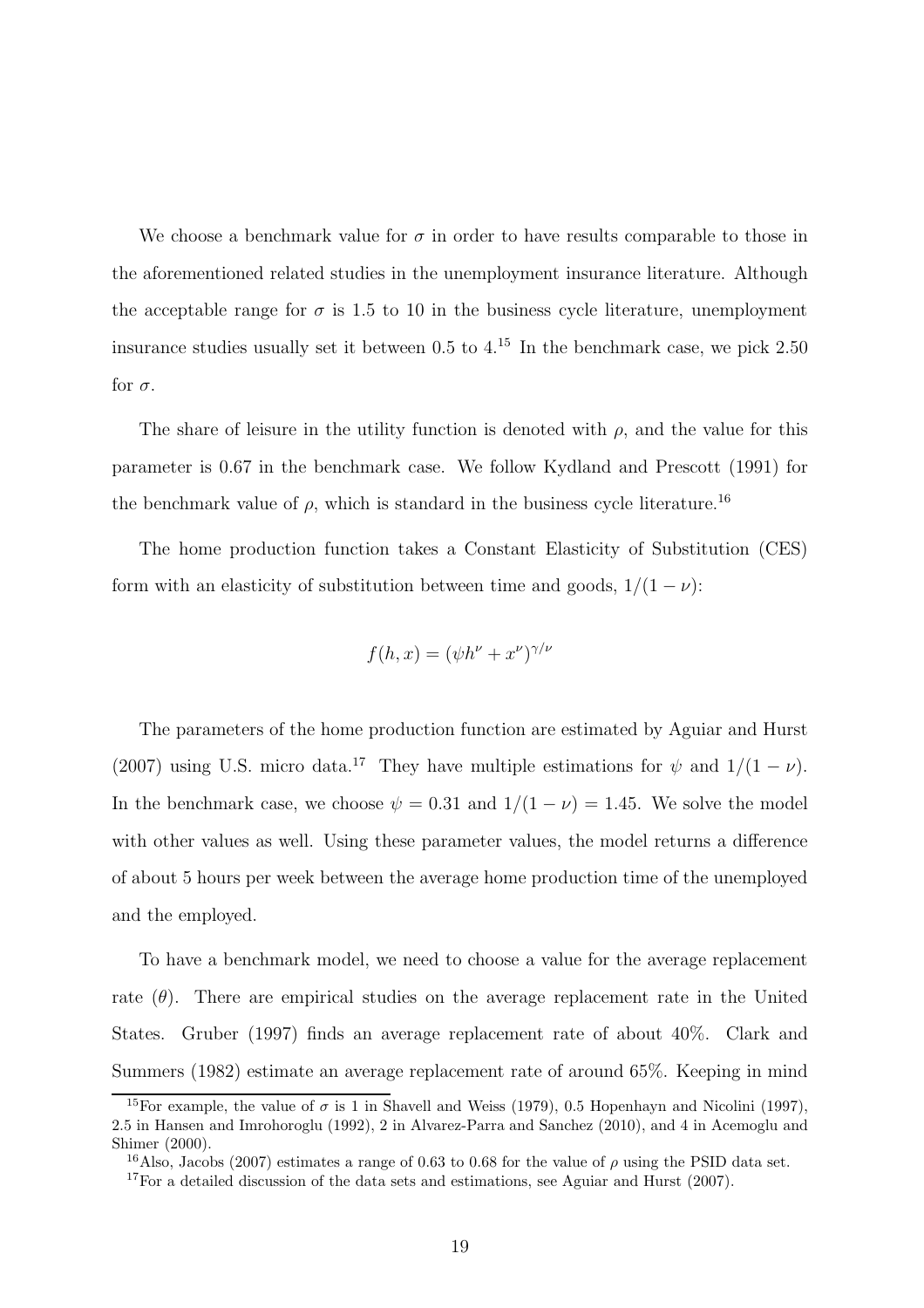We choose a benchmark value for $\sigma$ in order to have results comparable to those in the aforementioned related studies in the unemployment insurance literature. Although the acceptable range for $\sigma$ is 1.5 to 10 in the business cycle literature, unemployment insurance studies usually set it between 0.5 to 4.[15] In the benchmark case, we pick 2.50 for $\sigma$.

The share of leisure in the utility function is denoted with $\rho$, and the value for this parameter is 0.67 in the benchmark case. We follow Kydland and Prescott (1991) for the benchmark value of $\rho$, which is standard in the business cycle literature.[16]

The home production function takes a Constant Elasticity of Substitution (CES) form with an elasticity of substitution between time and goods, $1/(1-\nu)$:

$$f(h,x) = (\psi h^{\nu} + x^{\nu})^{\gamma/\nu}$$

The parameters of the home production function are estimated by Aguiar and Hurst (2007) using U.S. micro data.[17] They have multiple estimations for $\psi$ and $1/(1-\nu)$. In the benchmark case, we choose $\psi = 0.31$ and $1/(1-\nu) = 1.45$. We solve the model with other values as well. Using these parameter values, the model returns a difference of about 5 hours per week between the average home production time of the unemployed and the employed.

To have a benchmark model, we need to choose a value for the average replacement rate ($\theta$). There are empirical studies on the average replacement rate in the United States. Gruber (1997) finds an average replacement rate of about 40%. Clark and Summers (1982) estimate an average replacement rate of around 65%. Keeping in mind

---

[15] For example, the value of $\sigma$ is 1 in Shavell and Weiss (1979), 0.5 Hopenhayn and Nicolini (1997), 2.5 in Hansen and Imrohoroglu (1992), 2 in Alvarez-Parra and Sanchez (2010), and 4 in Acemoglu and Shimer (2000).

[16] Also, Jacobs (2007) estimates a range of 0.63 to 0.68 for the value of $\rho$ using the PSID data set.

[17] For a detailed discussion of the data sets and estimations, see Aguiar and Hurst (2007).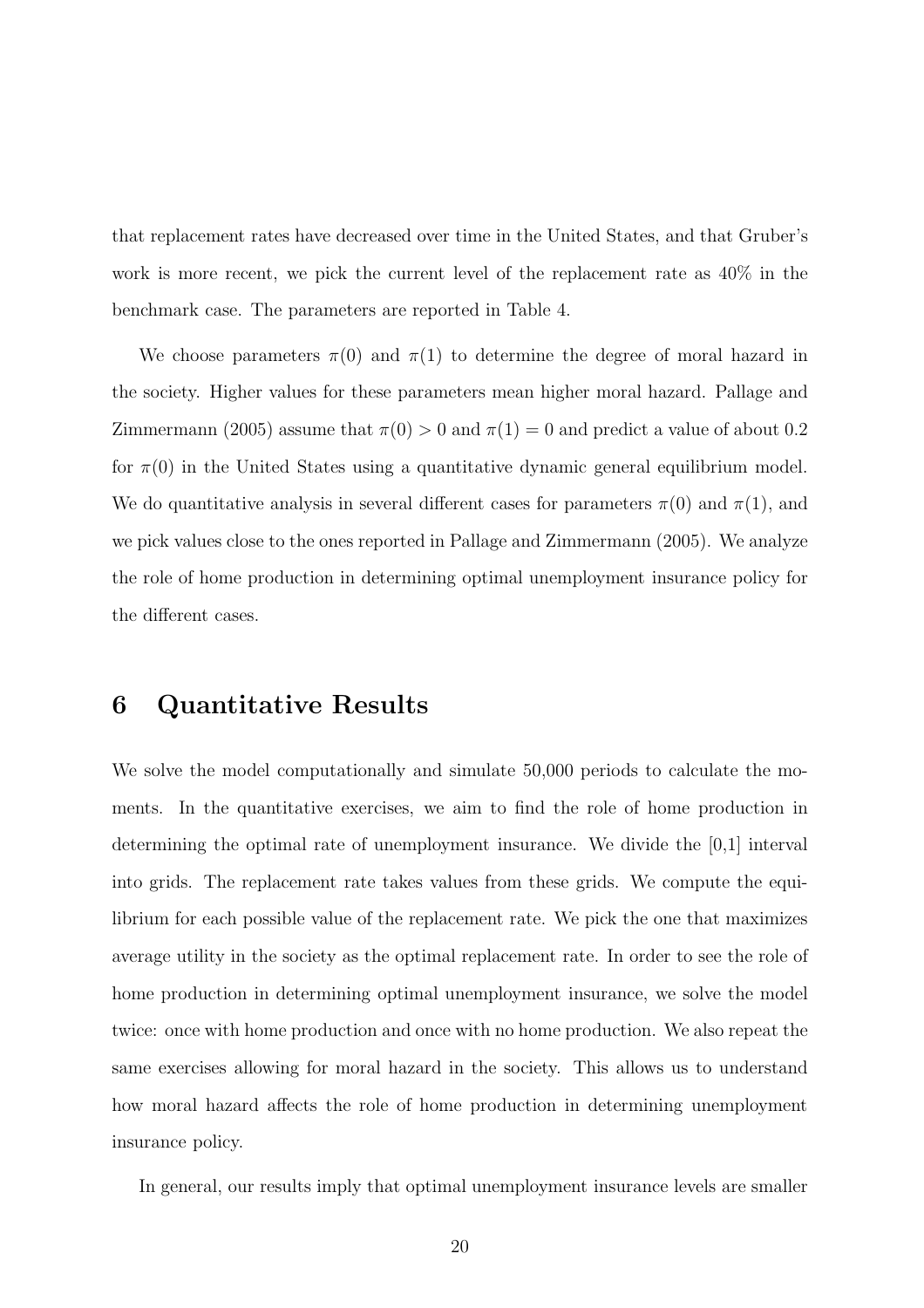that replacement rates have decreased over time in the United States, and that Gruber's work is more recent, we pick the current level of the replacement rate as 40% in the benchmark case. The parameters are reported in Table 4.

We choose parameters $\pi(0)$ and $\pi(1)$ to determine the degree of moral hazard in the society. Higher values for these parameters mean higher moral hazard. Pallage and Zimmermann (2005) assume that $\pi(0) > 0$ and $\pi(1) = 0$ and predict a value of about 0.2 for $\pi(0)$ in the United States using a quantitative dynamic general equilibrium model. We do quantitative analysis in several different cases for parameters $\pi(0)$ and $\pi(1)$, and we pick values close to the ones reported in Pallage and Zimmermann (2005). We analyze the role of home production in determining optimal unemployment insurance policy for the different cases.

# 6 Quantitative Results

We solve the model computationally and simulate 50,000 periods to calculate the moments. In the quantitative exercises, we aim to find the role of home production in determining the optimal rate of unemployment insurance. We divide the [0,1] interval into grids. The replacement rate takes values from these grids. We compute the equilibrium for each possible value of the replacement rate. We pick the one that maximizes average utility in the society as the optimal replacement rate. In order to see the role of home production in determining optimal unemployment insurance, we solve the model twice: once with home production and once with no home production. We also repeat the same exercises allowing for moral hazard in the society. This allows us to understand how moral hazard affects the role of home production in determining unemployment insurance policy.

In general, our results imply that optimal unemployment insurance levels are smaller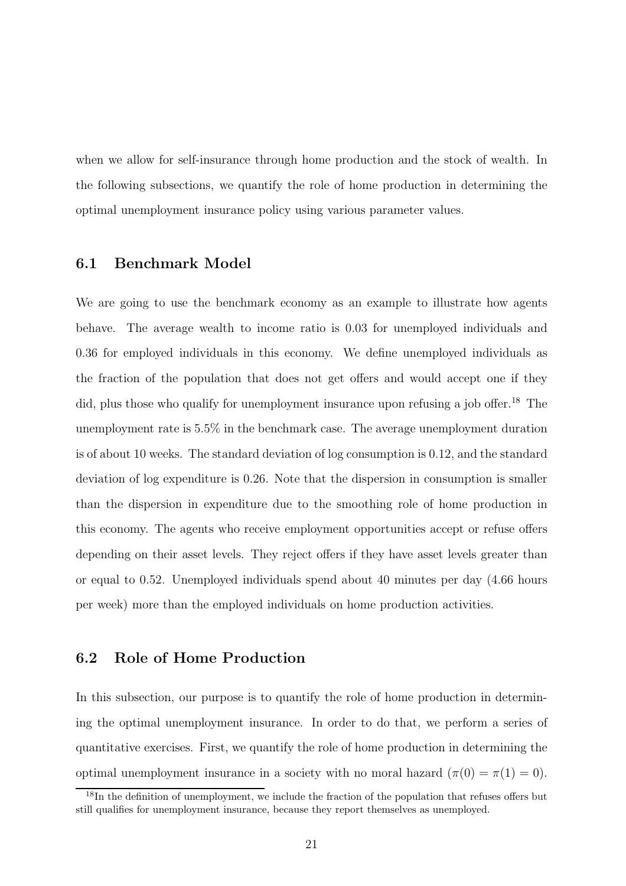when we allow for self-insurance through home production and the stock of wealth. In the following subsections, we quantify the role of home production in determining the optimal unemployment insurance policy using various parameter values.

## 6.1 Benchmark Model

We are going to use the benchmark economy as an example to illustrate how agents behave. The average wealth to income ratio is 0.03 for unemployed individuals and 0.36 for employed individuals in this economy. We define unemployed individuals as the fraction of the population that does not get offers and would accept one if they did, plus those who qualify for unemployment insurance upon refusing a job offer.[18] The unemployment rate is 5.5% in the benchmark case. The average unemployment duration is of about 10 weeks. The standard deviation of log consumption is 0.12, and the standard deviation of log expenditure is 0.26. Note that the dispersion in consumption is smaller than the dispersion in expenditure due to the smoothing role of home production in this economy. The agents who receive employment opportunities accept or refuse offers depending on their asset levels. They reject offers if they have asset levels greater than or equal to 0.52. Unemployed individuals spend about 40 minutes per day (4.66 hours per week) more than the employed individuals on home production activities.

## 6.2 Role of Home Production

In this subsection, our purpose is to quantify the role of home production in determining the optimal unemployment insurance. In order to do that, we perform a series of quantitative exercises. First, we quantify the role of home production in determining the optimal unemployment insurance in a society with no moral hazard ($\pi(0) = \pi(1) = 0$).

[18] In the definition of unemployment, we include the fraction of the population that refuses offers but still qualifies for unemployment insurance, because they report themselves as unemployed.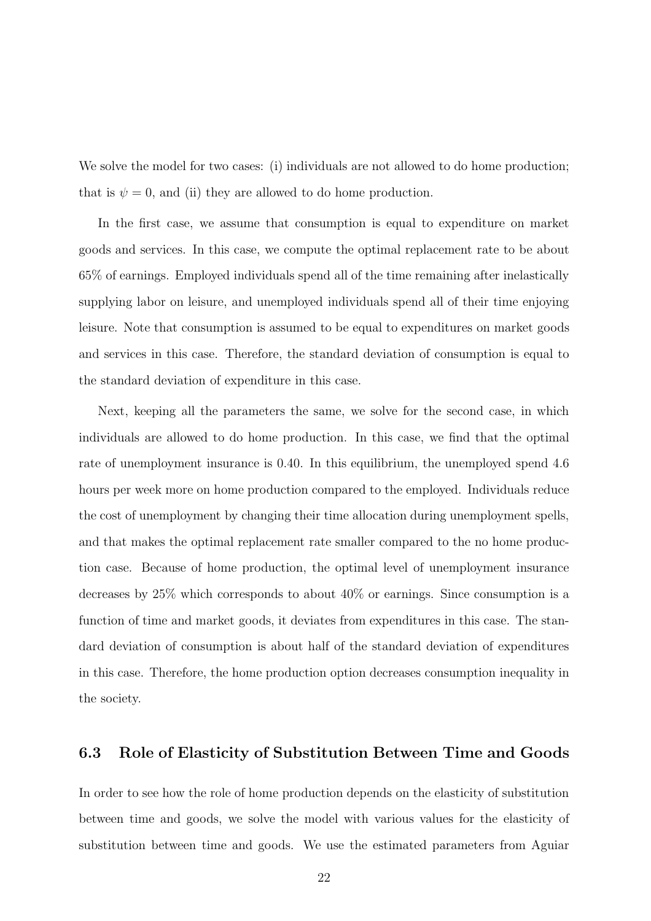We solve the model for two cases: (i) individuals are not allowed to do home production; that is $\psi = 0$, and (ii) they are allowed to do home production.

In the first case, we assume that consumption is equal to expenditure on market goods and services. In this case, we compute the optimal replacement rate to be about 65% of earnings. Employed individuals spend all of the time remaining after inelastically supplying labor on leisure, and unemployed individuals spend all of their time enjoying leisure. Note that consumption is assumed to be equal to expenditures on market goods and services in this case. Therefore, the standard deviation of consumption is equal to the standard deviation of expenditure in this case.

Next, keeping all the parameters the same, we solve for the second case, in which individuals are allowed to do home production. In this case, we find that the optimal rate of unemployment insurance is 0.40. In this equilibrium, the unemployed spend 4.6 hours per week more on home production compared to the employed. Individuals reduce the cost of unemployment by changing their time allocation during unemployment spells, and that makes the optimal replacement rate smaller compared to the no home production case. Because of home production, the optimal level of unemployment insurance decreases by 25% which corresponds to about 40% or earnings. Since consumption is a function of time and market goods, it deviates from expenditures in this case. The standard deviation of consumption is about half of the standard deviation of expenditures in this case. Therefore, the home production option decreases consumption inequality in the society.

### 6.3 Role of Elasticity of Substitution Between Time and Goods

In order to see how the role of home production depends on the elasticity of substitution between time and goods, we solve the model with various values for the elasticity of substitution between time and goods. We use the estimated parameters from Aguiar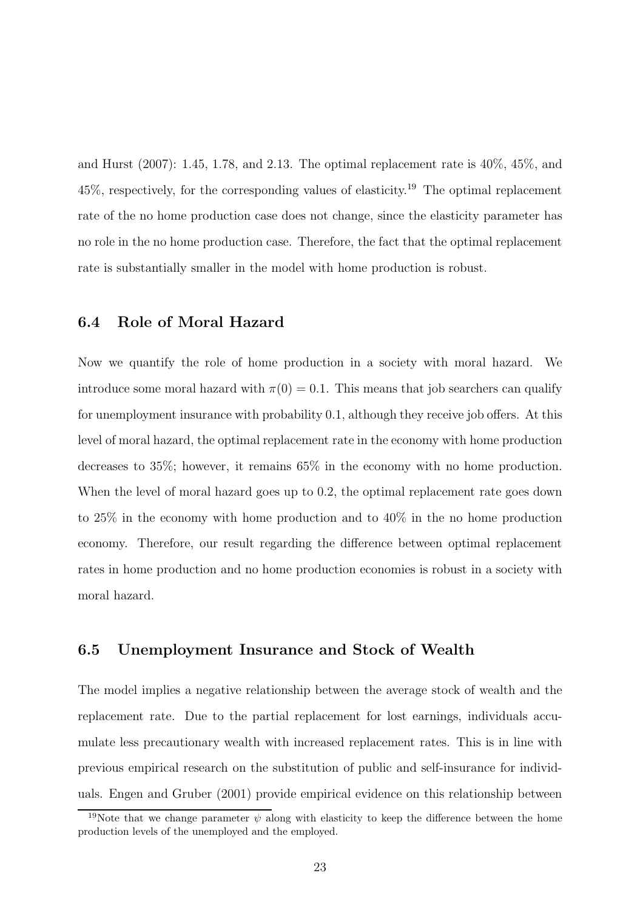and Hurst (2007): 1.45, 1.78, and 2.13. The optimal replacement rate is 40%, 45%, and 45%, respectively, for the corresponding values of elasticity.[19] The optimal replacement rate of the no home production case does not change, since the elasticity parameter has no role in the no home production case. Therefore, the fact that the optimal replacement rate is substantially smaller in the model with home production is robust.

### 6.4 Role of Moral Hazard

Now we quantify the role of home production in a society with moral hazard. We introduce some moral hazard with $\pi(0) = 0.1$. This means that job searchers can qualify for unemployment insurance with probability 0.1, although they receive job offers. At this level of moral hazard, the optimal replacement rate in the economy with home production decreases to 35%; however, it remains 65% in the economy with no home production. When the level of moral hazard goes up to 0.2, the optimal replacement rate goes down to 25% in the economy with home production and to 40% in the no home production economy. Therefore, our result regarding the difference between optimal replacement rates in home production and no home production economies is robust in a society with moral hazard.

### 6.5 Unemployment Insurance and Stock of Wealth

The model implies a negative relationship between the average stock of wealth and the replacement rate. Due to the partial replacement for lost earnings, individuals accumulate less precautionary wealth with increased replacement rates. This is in line with previous empirical research on the substitution of public and self-insurance for individuals. Engen and Gruber (2001) provide empirical evidence on this relationship between

[19]Note that we change parameter $\psi$ along with elasticity to keep the difference between the home production levels of the unemployed and the employed.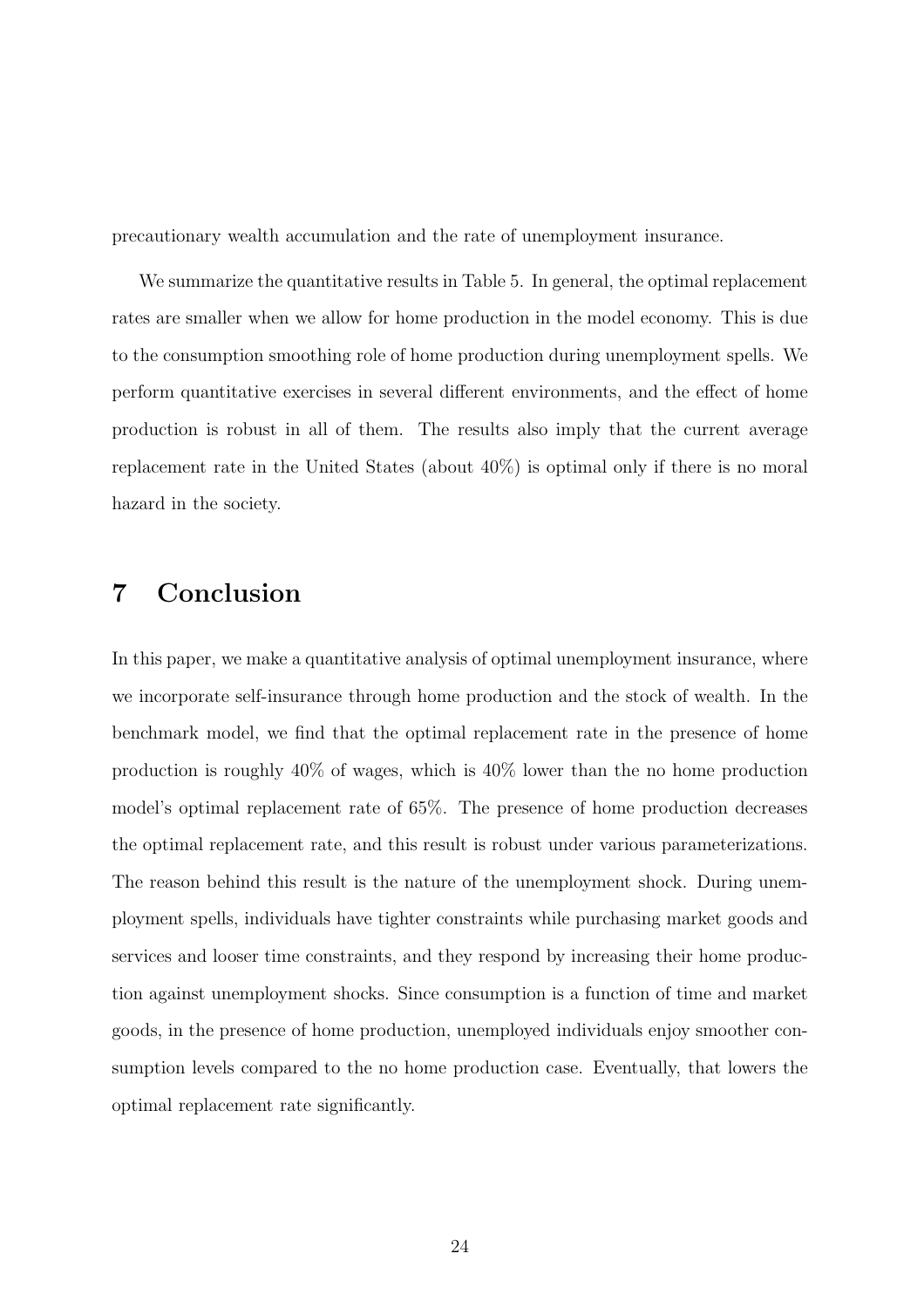precautionary wealth accumulation and the rate of unemployment insurance.

We summarize the quantitative results in Table 5. In general, the optimal replacement rates are smaller when we allow for home production in the model economy. This is due to the consumption smoothing role of home production during unemployment spells. We perform quantitative exercises in several different environments, and the effect of home production is robust in all of them. The results also imply that the current average replacement rate in the United States (about 40%) is optimal only if there is no moral hazard in the society.

# 7 Conclusion

In this paper, we make a quantitative analysis of optimal unemployment insurance, where we incorporate self-insurance through home production and the stock of wealth. In the benchmark model, we find that the optimal replacement rate in the presence of home production is roughly 40% of wages, which is 40% lower than the no home production model's optimal replacement rate of 65%. The presence of home production decreases the optimal replacement rate, and this result is robust under various parameterizations. The reason behind this result is the nature of the unemployment shock. During unemployment spells, individuals have tighter constraints while purchasing market goods and services and looser time constraints, and they respond by increasing their home production against unemployment shocks. Since consumption is a function of time and market goods, in the presence of home production, unemployed individuals enjoy smoother consumption levels compared to the no home production case. Eventually, that lowers the optimal replacement rate significantly.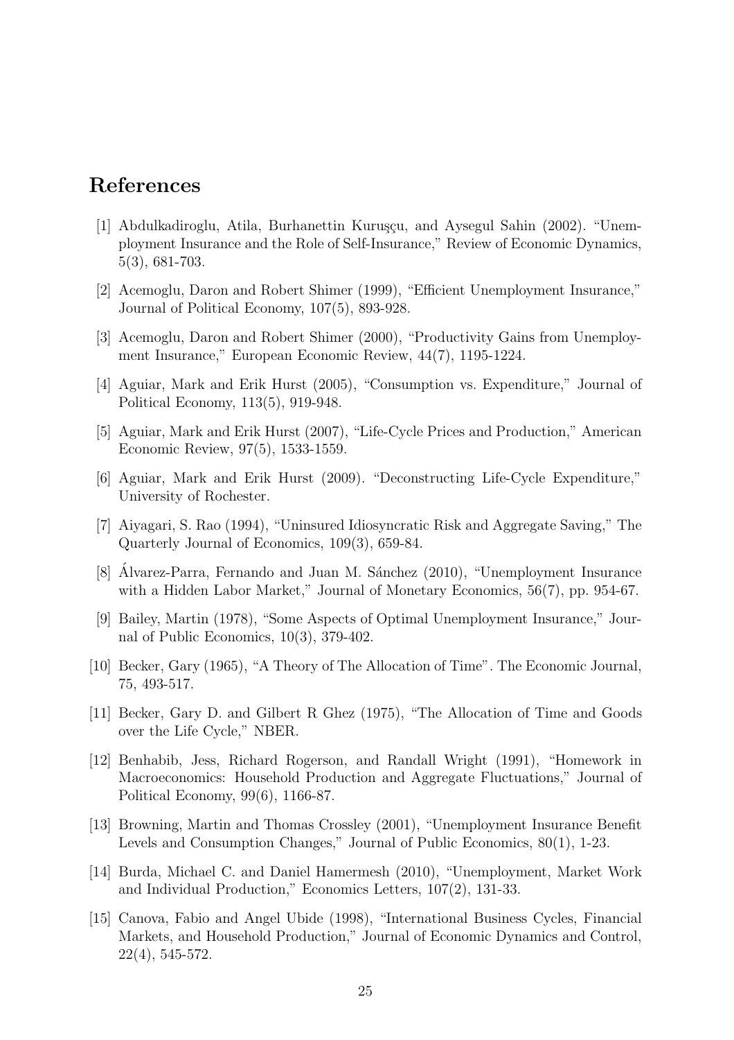# References

[1] Abdulkadiroglu, Atila, Burhanettin Kuruşçu, and Aysegul Sahin (2002). "Unemployment Insurance and the Role of Self-Insurance," Review of Economic Dynamics, 5(3), 681-703.

[2] Acemoglu, Daron and Robert Shimer (1999), "Efficient Unemployment Insurance," Journal of Political Economy, 107(5), 893-928.

[3] Acemoglu, Daron and Robert Shimer (2000), "Productivity Gains from Unemployment Insurance," European Economic Review, 44(7), 1195-1224.

[4] Aguiar, Mark and Erik Hurst (2005), "Consumption vs. Expenditure," Journal of Political Economy, 113(5), 919-948.

[5] Aguiar, Mark and Erik Hurst (2007), "Life-Cycle Prices and Production," American Economic Review, 97(5), 1533-1559.

[6] Aguiar, Mark and Erik Hurst (2009). "Deconstructing Life-Cycle Expenditure," University of Rochester.

[7] Aiyagari, S. Rao (1994), "Uninsured Idiosyncratic Risk and Aggregate Saving," The Quarterly Journal of Economics, 109(3), 659-84.

[8] Álvarez-Parra, Fernando and Juan M. Sánchez (2010), "Unemployment Insurance with a Hidden Labor Market," Journal of Monetary Economics, 56(7), pp. 954-67.

[9] Bailey, Martin (1978), "Some Aspects of Optimal Unemployment Insurance," Journal of Public Economics, 10(3), 379-402.

[10] Becker, Gary (1965), "A Theory of The Allocation of Time". The Economic Journal, 75, 493-517.

[11] Becker, Gary D. and Gilbert R Ghez (1975), "The Allocation of Time and Goods over the Life Cycle," NBER.

[12] Benhabib, Jess, Richard Rogerson, and Randall Wright (1991), "Homework in Macroeconomics: Household Production and Aggregate Fluctuations," Journal of Political Economy, 99(6), 1166-87.

[13] Browning, Martin and Thomas Crossley (2001), "Unemployment Insurance Benefit Levels and Consumption Changes," Journal of Public Economics, 80(1), 1-23.

[14] Burda, Michael C. and Daniel Hamermesh (2010), "Unemployment, Market Work and Individual Production," Economics Letters, 107(2), 131-33.

[15] Canova, Fabio and Angel Ubide (1998), "International Business Cycles, Financial Markets, and Household Production," Journal of Economic Dynamics and Control, 22(4), 545-572.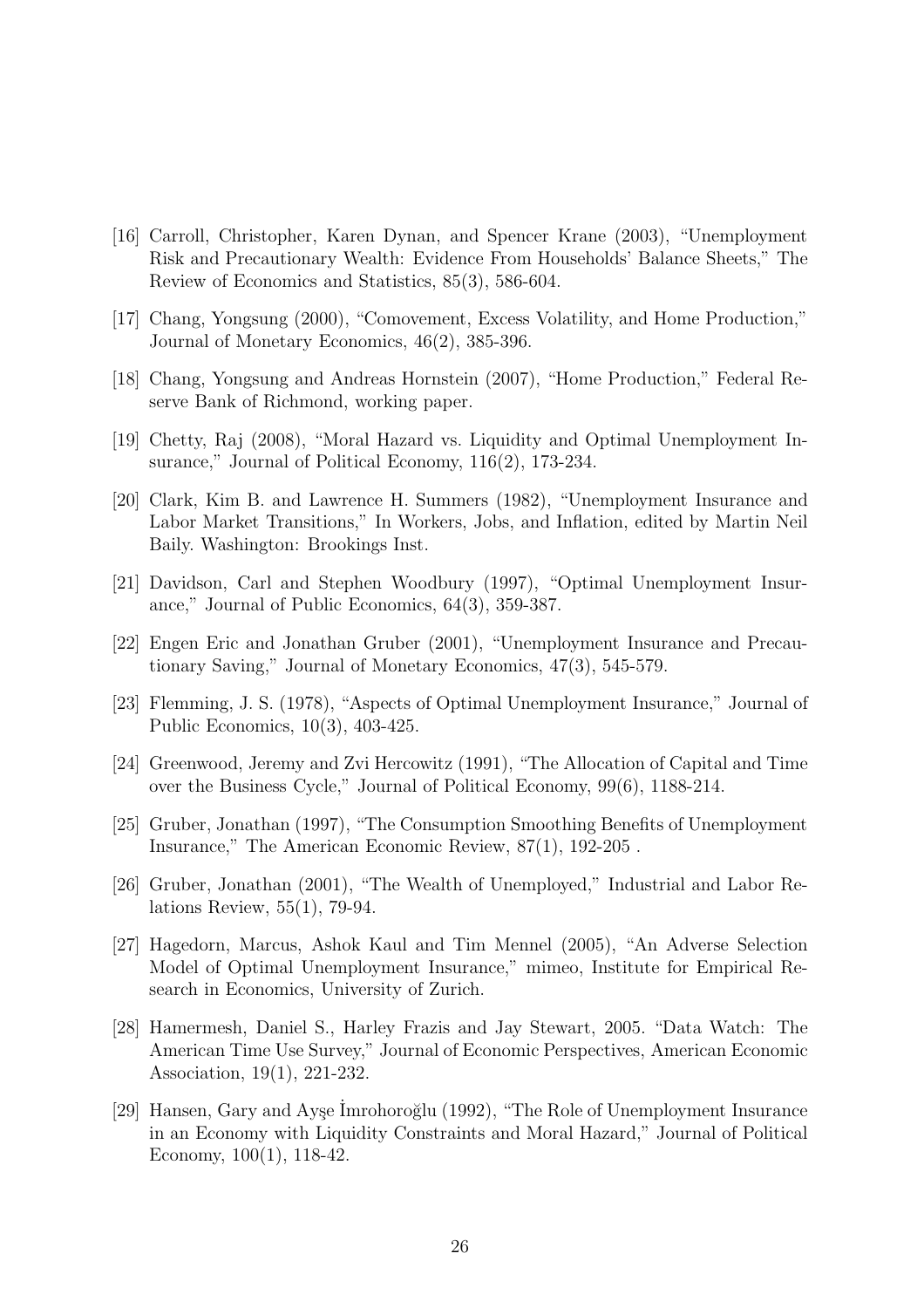[16] Carroll, Christopher, Karen Dynan, and Spencer Krane (2003), "Unemployment Risk and Precautionary Wealth: Evidence From Households' Balance Sheets," The Review of Economics and Statistics, 85(3), 586-604.

[17] Chang, Yongsung (2000), "Comovement, Excess Volatility, and Home Production," Journal of Monetary Economics, 46(2), 385-396.

[18] Chang, Yongsung and Andreas Hornstein (2007), "Home Production," Federal Reserve Bank of Richmond, working paper.

[19] Chetty, Raj (2008), "Moral Hazard vs. Liquidity and Optimal Unemployment Insurance," Journal of Political Economy, 116(2), 173-234.

[20] Clark, Kim B. and Lawrence H. Summers (1982), "Unemployment Insurance and Labor Market Transitions," In Workers, Jobs, and Inflation, edited by Martin Neil Baily. Washington: Brookings Inst.

[21] Davidson, Carl and Stephen Woodbury (1997), "Optimal Unemployment Insurance," Journal of Public Economics, 64(3), 359-387.

[22] Engen Eric and Jonathan Gruber (2001), "Unemployment Insurance and Precautionary Saving," Journal of Monetary Economics, 47(3), 545-579.

[23] Flemming, J. S. (1978), "Aspects of Optimal Unemployment Insurance," Journal of Public Economics, 10(3), 403-425.

[24] Greenwood, Jeremy and Zvi Hercowitz (1991), "The Allocation of Capital and Time over the Business Cycle," Journal of Political Economy, 99(6), 1188-214.

[25] Gruber, Jonathan (1997), "The Consumption Smoothing Benefits of Unemployment Insurance," The American Economic Review, 87(1), 192-205 .

[26] Gruber, Jonathan (2001), "The Wealth of Unemployed," Industrial and Labor Relations Review, 55(1), 79-94.

[27] Hagedorn, Marcus, Ashok Kaul and Tim Mennel (2005), "An Adverse Selection Model of Optimal Unemployment Insurance," mimeo, Institute for Empirical Research in Economics, University of Zurich.

[28] Hamermesh, Daniel S., Harley Frazis and Jay Stewart, 2005. "Data Watch: The American Time Use Survey," Journal of Economic Perspectives, American Economic Association, 19(1), 221-232.

[29] Hansen, Gary and Ayşe İmrohoroğlu (1992), "The Role of Unemployment Insurance in an Economy with Liquidity Constraints and Moral Hazard," Journal of Political Economy, 100(1), 118-42.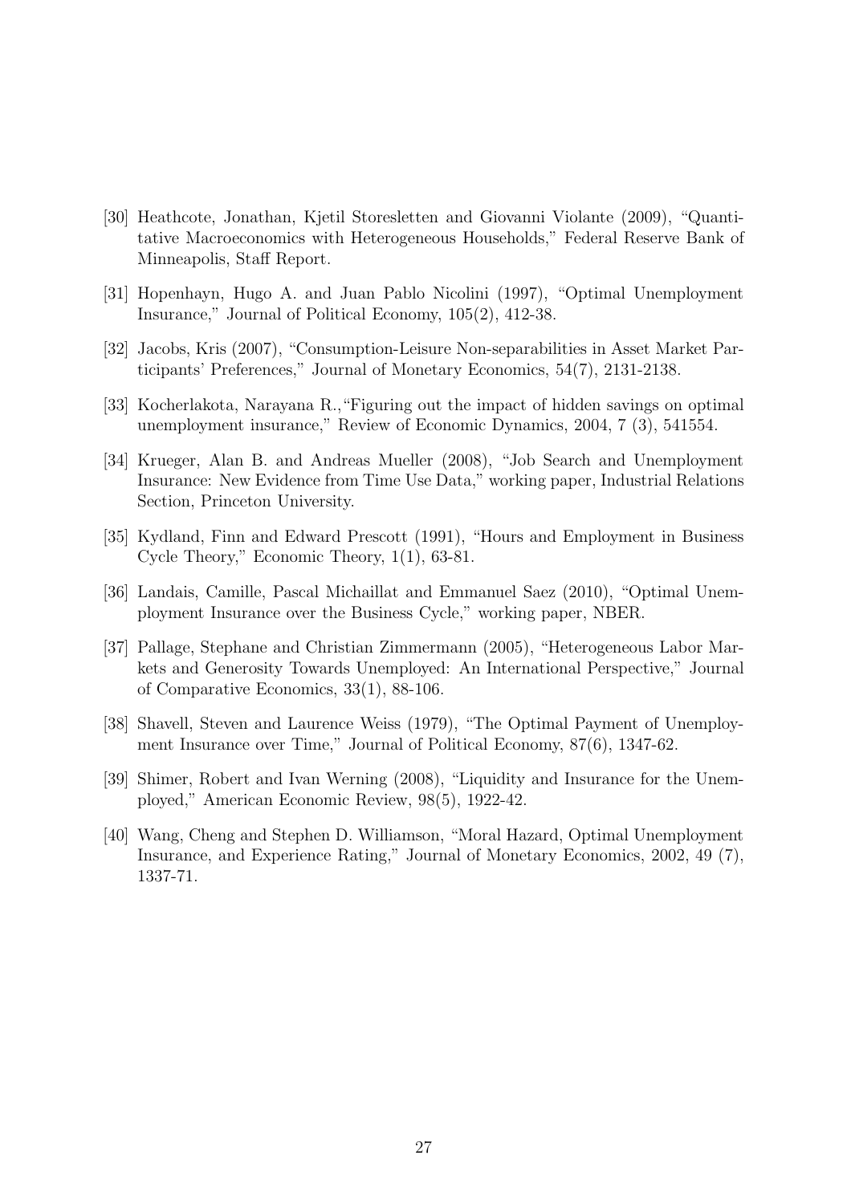[30] Heathcote, Jonathan, Kjetil Storesletten and Giovanni Violante (2009), "Quantitative Macroeconomics with Heterogeneous Households," Federal Reserve Bank of Minneapolis, Staff Report.

[31] Hopenhayn, Hugo A. and Juan Pablo Nicolini (1997), "Optimal Unemployment Insurance," Journal of Political Economy, 105(2), 412-38.

[32] Jacobs, Kris (2007), "Consumption-Leisure Non-separabilities in Asset Market Participants' Preferences," Journal of Monetary Economics, 54(7), 2131-2138.

[33] Kocherlakota, Narayana R.,"Figuring out the impact of hidden savings on optimal unemployment insurance," Review of Economic Dynamics, 2004, 7 (3), 541554.

[34] Krueger, Alan B. and Andreas Mueller (2008), "Job Search and Unemployment Insurance: New Evidence from Time Use Data," working paper, Industrial Relations Section, Princeton University.

[35] Kydland, Finn and Edward Prescott (1991), "Hours and Employment in Business Cycle Theory," Economic Theory, 1(1), 63-81.

[36] Landais, Camille, Pascal Michaillat and Emmanuel Saez (2010), "Optimal Unemployment Insurance over the Business Cycle," working paper, NBER.

[37] Pallage, Stephane and Christian Zimmermann (2005), "Heterogeneous Labor Markets and Generosity Towards Unemployed: An International Perspective," Journal of Comparative Economics, 33(1), 88-106.

[38] Shavell, Steven and Laurence Weiss (1979), "The Optimal Payment of Unemployment Insurance over Time," Journal of Political Economy, 87(6), 1347-62.

[39] Shimer, Robert and Ivan Werning (2008), "Liquidity and Insurance for the Unemployed," American Economic Review, 98(5), 1922-42.

[40] Wang, Cheng and Stephen D. Williamson, "Moral Hazard, Optimal Unemployment Insurance, and Experience Rating," Journal of Monetary Economics, 2002, 49 (7), 1337-71.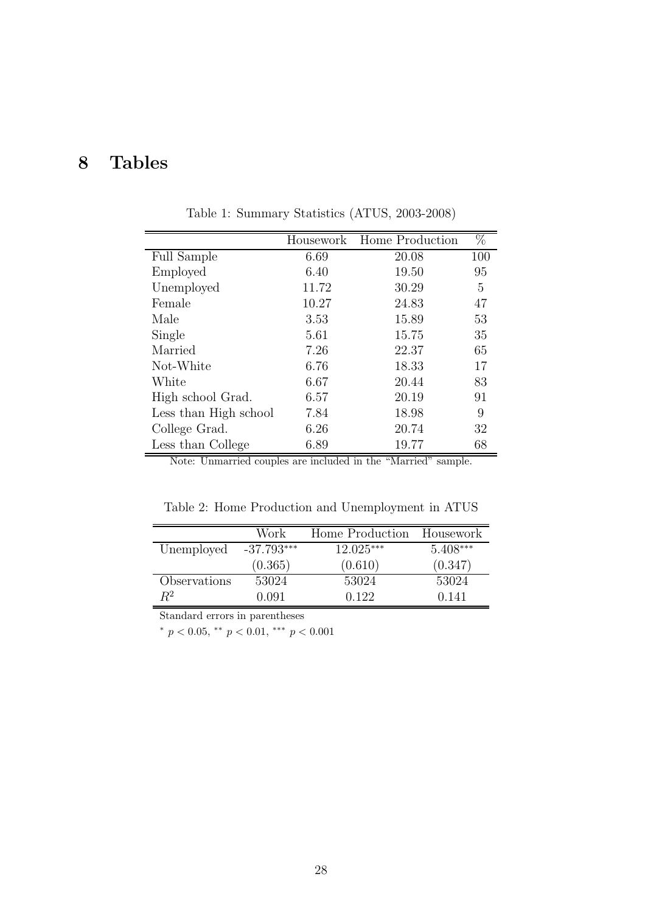# 8 Tables

Table 1: Summary Statistics (ATUS, 2003-2008)

| | Housework | Home Production | % |
|---|---|---|---|
| Full Sample | 6.69 | 20.08 | 100 |
| Employed | 6.40 | 19.50 | 95 |
| Unemployed | 11.72 | 30.29 | 5 |
| Female | 10.27 | 24.83 | 47 |
| Male | 3.53 | 15.89 | 53 |
| Single | 5.61 | 15.75 | 35 |
| Married | 7.26 | 22.37 | 65 |
| Not-White | 6.76 | 18.33 | 17 |
| White | 6.67 | 20.44 | 83 |
| High school Grad. | 6.57 | 20.19 | 91 |
| Less than High school | 7.84 | 18.98 | 9 |
| College Grad. | 6.26 | 20.74 | 32 |
| Less than College | 6.89 | 19.77 | 68 |

Note: Unmarried couples are included in the "Married" sample.

Table 2: Home Production and Unemployment in ATUS

| | Work | Home Production | Housework |
|---|---|---|---|
| Unemployed | -37.793*** | 12.025*** | 5.408*** |
| | (0.365) | (0.610) | (0.347) |
| Observations | 53024 | 53024 | 53024 |
| $R^2$ | 0.091 | 0.122 | 0.141 |

Standard errors in parentheses

$^{*}$ $p < 0.05$, $^{**}$ $p < 0.01$, $^{***}$ $p < 0.001$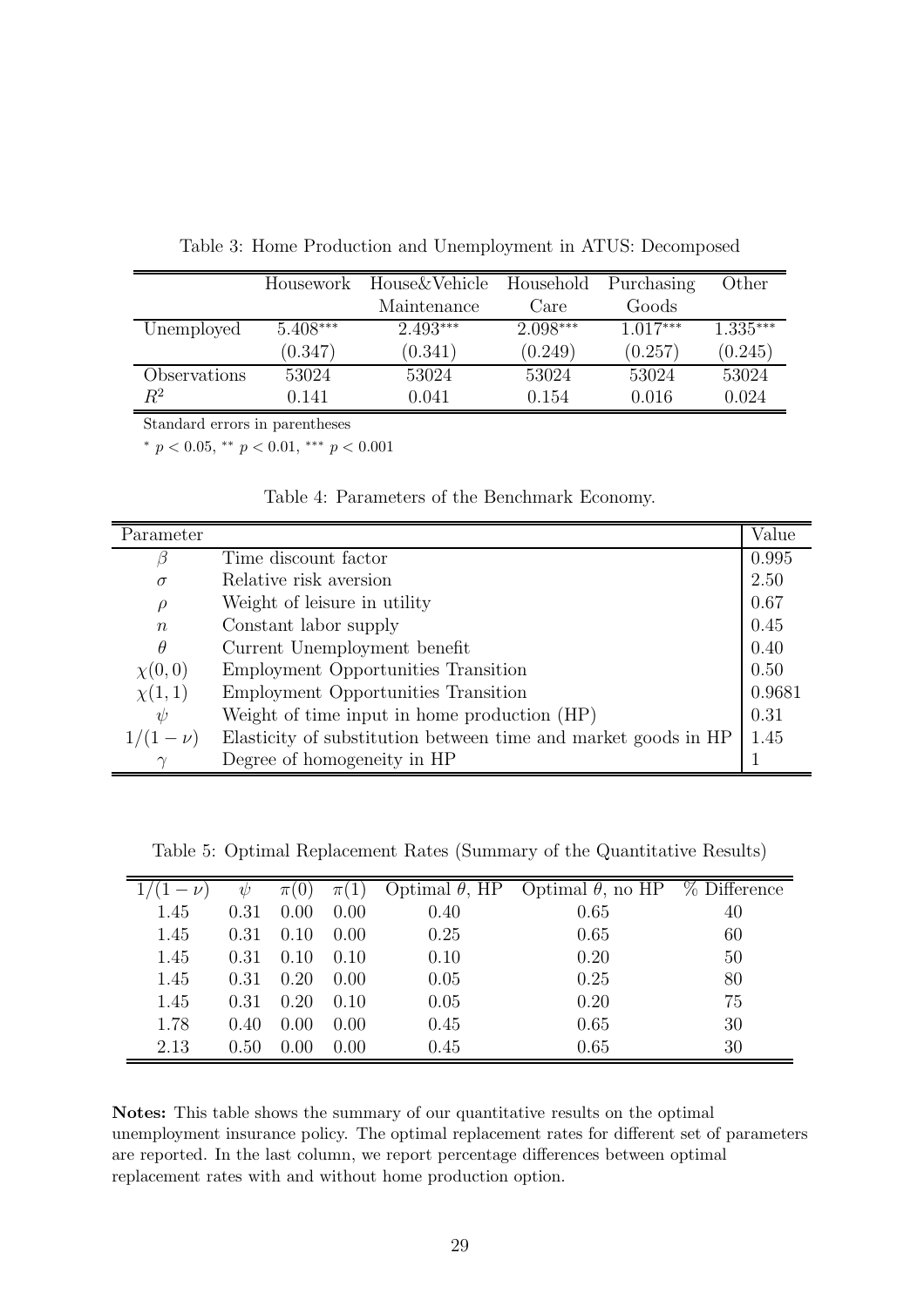Table 3: Home Production and Unemployment in ATUS: Decomposed

| | Housework | House&Vehicle Maintenance | Household Care | Purchasing Goods | Other |
|---|---|---|---|---|---|
| Unemployed | 5.408*** | 2.493*** | 2.098*** | 1.017*** | 1.335*** |
| | (0.347) | (0.341) | (0.249) | (0.257) | (0.245) |
| Observations | 53024 | 53024 | 53024 | 53024 | 53024 |
| $R^2$ | 0.141 | 0.041 | 0.154 | 0.016 | 0.024 |

Standard errors in parentheses

* $p < 0.05$, ** $p < 0.01$, *** $p < 0.001$

Table 4: Parameters of the Benchmark Economy.

| Parameter | | Value |
|---|---|---|
| $\beta$ | Time discount factor | 0.995 |
| $\sigma$ | Relative risk aversion | 2.50 |
| $\rho$ | Weight of leisure in utility | 0.67 |
| $n$ | Constant labor supply | 0.45 |
| $\theta$ | Current Unemployment benefit | 0.40 |
| $\chi(0,0)$ | Employment Opportunities Transition | 0.50 |
| $\chi(1,1)$ | Employment Opportunities Transition | 0.9681 |
| $\psi$ | Weight of time input in home production (HP) | 0.31 |
| $1/(1-\nu)$ | Elasticity of substitution between time and market goods in HP | 1.45 |
| $\gamma$ | Degree of homogeneity in HP | 1 |

Table 5: Optimal Replacement Rates (Summary of the Quantitative Results)

| $1/(1-\nu)$ | $\psi$ | $\pi(0)$ | $\pi(1)$ | Optimal $\theta$, HP | Optimal $\theta$, no HP | % Difference |
|---|---|---|---|---|---|---|
| 1.45 | 0.31 | 0.00 | 0.00 | 0.40 | 0.65 | 40 |
| 1.45 | 0.31 | 0.10 | 0.00 | 0.25 | 0.65 | 60 |
| 1.45 | 0.31 | 0.10 | 0.10 | 0.10 | 0.20 | 50 |
| 1.45 | 0.31 | 0.20 | 0.00 | 0.05 | 0.25 | 80 |
| 1.45 | 0.31 | 0.20 | 0.10 | 0.05 | 0.20 | 75 |
| 1.78 | 0.40 | 0.00 | 0.00 | 0.45 | 0.65 | 30 |
| 2.13 | 0.50 | 0.00 | 0.00 | 0.45 | 0.65 | 30 |

**Notes:** This table shows the summary of our quantitative results on the optimal unemployment insurance policy. The optimal replacement rates for different set of parameters are reported. In the last column, we report percentage differences between optimal replacement rates with and without home production option.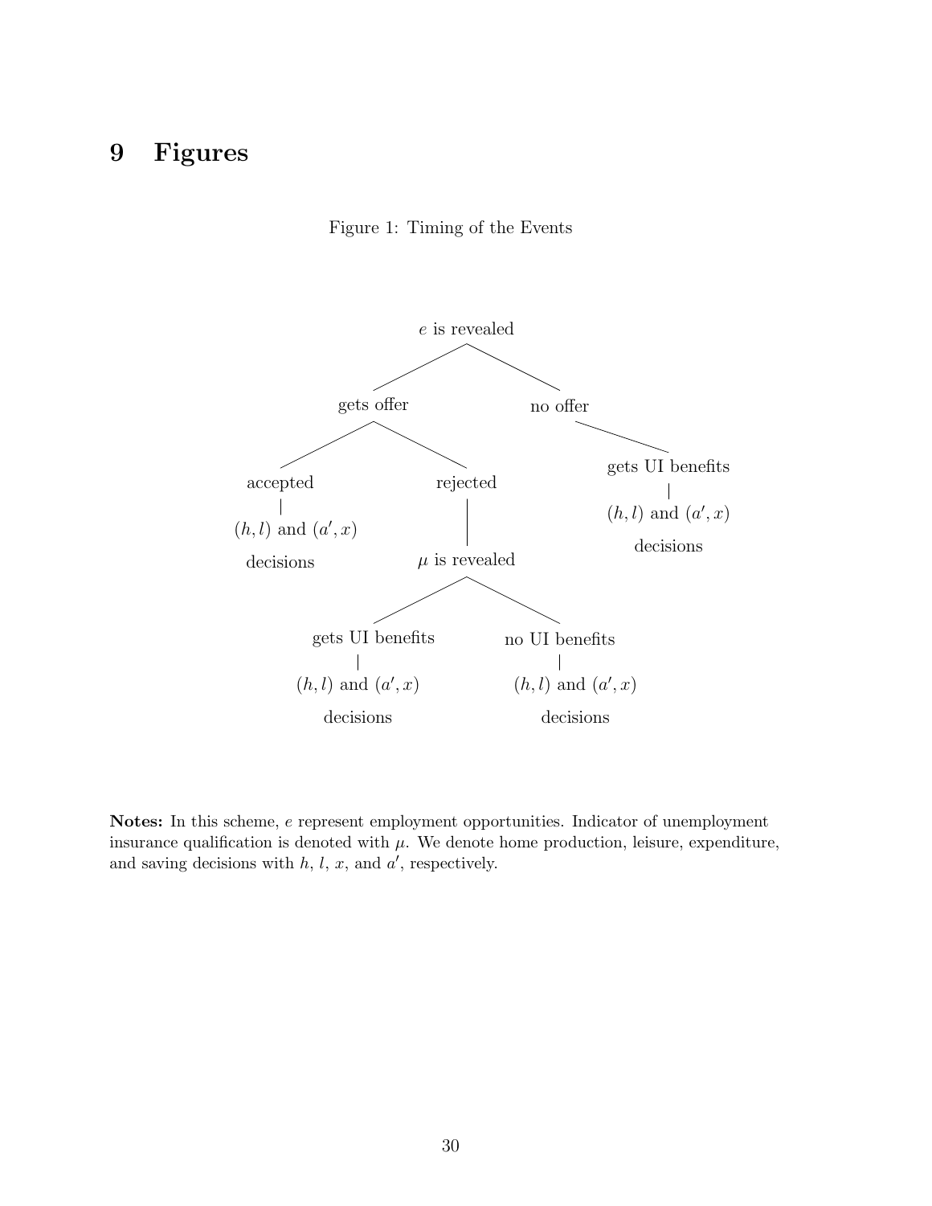# 9 Figures

Figure 1: Timing of the Events

$e$ is revealed

gets offer

no offer

accepted

rejected

gets UI benefits

$(h, l)$ and $(a', x)$

decisions

$\mu$ is revealed

$(h, l)$ and $(a', x)$

decisions

gets UI benefits

no UI benefits

$(h, l)$ and $(a', x)$

decisions

$(h, l)$ and $(a', x)$

decisions

**Notes:** In this scheme, $e$ represent employment opportunities. Indicator of unemployment insurance qualification is denoted with $\mu$. We denote home production, leisure, expenditure, and saving decisions with $h$, $l$, $x$, and $a'$, respectively.